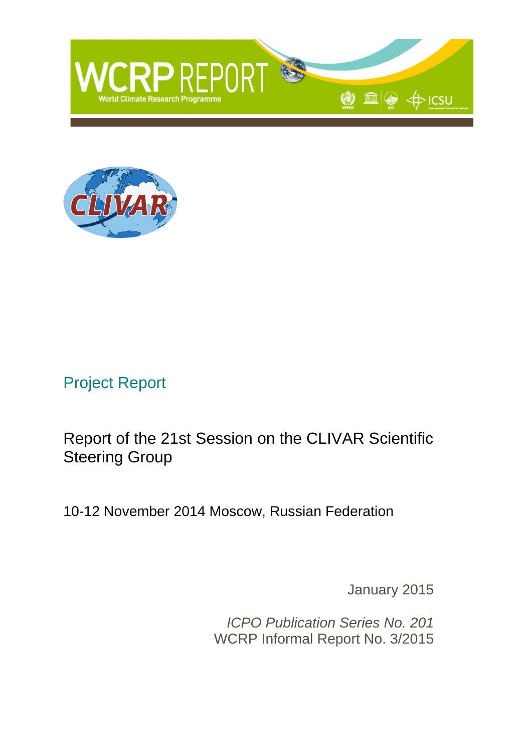WCRP REPORT

World Climate Research Programme

CLIVAR

Project Report

# Report of the 21st Session on the CLIVAR Scientific Steering Group

10-12 November 2014 Moscow, Russian Federation

January 2015

*ICPO Publication Series No. 201*

WCRP Informal Report No. 3/2015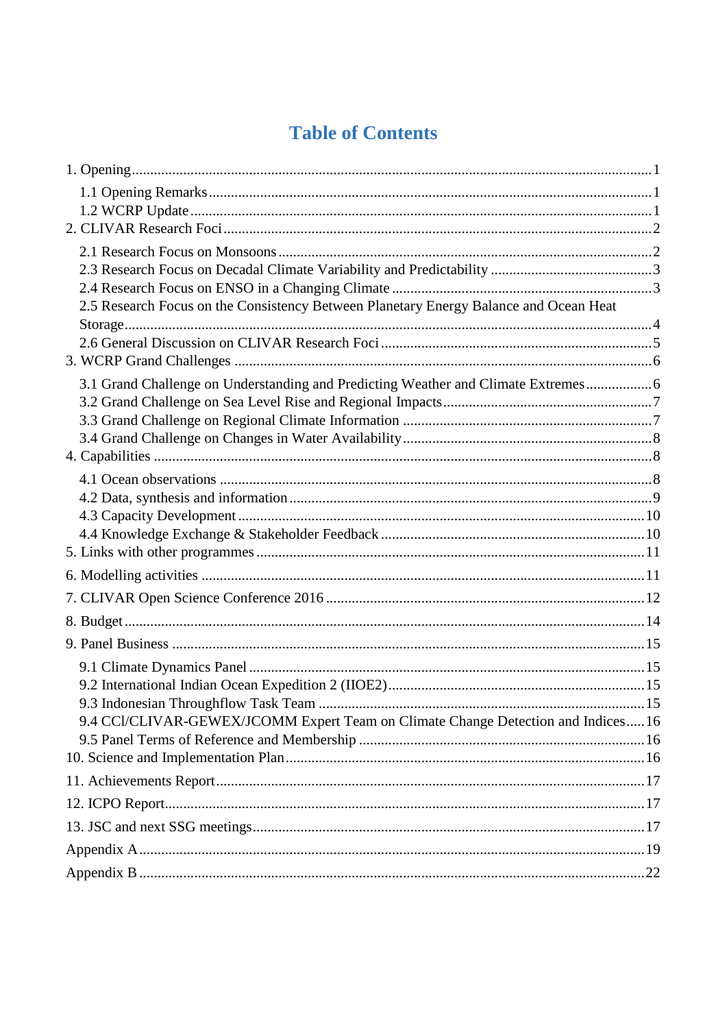# Table of Contents

1. Opening ........ 1
    - 1.1 Opening Remarks ........ 1
    - 1.2 WCRP Update ........ 1
2. CLIVAR Research Foci ........ 2
    - 2.1 Research Focus on Monsoons ........ 2
    - 2.3 Research Focus on Decadal Climate Variability and Predictability ........ 3
    - 2.4 Research Focus on ENSO in a Changing Climate ........ 3
    - 2.5 Research Focus on the Consistency Between Planetary Energy Balance and Ocean Heat Storage ........ 4
    - 2.6 General Discussion on CLIVAR Research Foci ........ 5
3. WCRP Grand Challenges ........ 6
    - 3.1 Grand Challenge on Understanding and Predicting Weather and Climate Extremes ........ 6
    - 3.2 Grand Challenge on Sea Level Rise and Regional Impacts ........ 7
    - 3.3 Grand Challenge on Regional Climate Information ........ 7
    - 3.4 Grand Challenge on Changes in Water Availability ........ 8
4. Capabilities ........ 8
    - 4.1 Ocean observations ........ 8
    - 4.2 Data, synthesis and information ........ 9
    - 4.3 Capacity Development ........ 10
    - 4.4 Knowledge Exchange & Stakeholder Feedback ........ 10
5. Links with other programmes ........ 11
6. Modelling activities ........ 11
7. CLIVAR Open Science Conference 2016 ........ 12
8. Budget ........ 14
9. Panel Business ........ 15
    - 9.1 Climate Dynamics Panel ........ 15
    - 9.2 International Indian Ocean Expedition 2 (IIOE2) ........ 15
    - 9.3 Indonesian Throughflow Task Team ........ 15
    - 9.4 CCl/CLIVAR-GEWEX/JCOMM Expert Team on Climate Change Detection and Indices ........ 16
    - 9.5 Panel Terms of Reference and Membership ........ 16
10. Science and Implementation Plan ........ 16
11. Achievements Report ........ 17
12. ICPO Report ........ 17
13. JSC and next SSG meetings ........ 17

Appendix A ........ 19

Appendix B ........ 22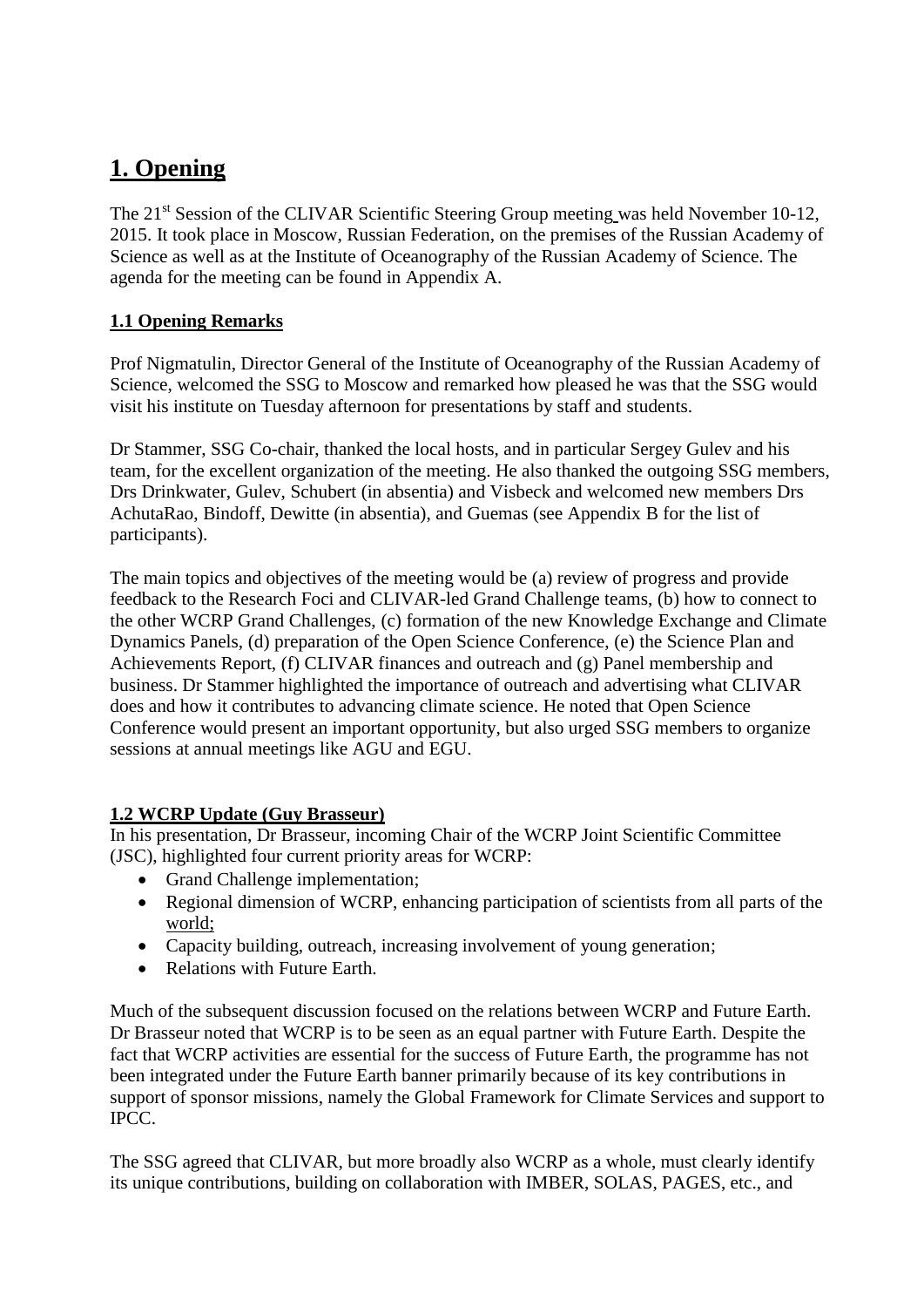# 1. Opening

The 21st Session of the CLIVAR Scientific Steering Group meeting was held November 10-12, 2015. It took place in Moscow, Russian Federation, on the premises of the Russian Academy of Science as well as at the Institute of Oceanography of the Russian Academy of Science. The agenda for the meeting can be found in Appendix A.

## 1.1 Opening Remarks

Prof Nigmatulin, Director General of the Institute of Oceanography of the Russian Academy of Science, welcomed the SSG to Moscow and remarked how pleased he was that the SSG would visit his institute on Tuesday afternoon for presentations by staff and students.

Dr Stammer, SSG Co-chair, thanked the local hosts, and in particular Sergey Gulev and his team, for the excellent organization of the meeting. He also thanked the outgoing SSG members, Drs Drinkwater, Gulev, Schubert (in absentia) and Visbeck and welcomed new members Drs AchutaRao, Bindoff, Dewitte (in absentia), and Guemas (see Appendix B for the list of participants).

The main topics and objectives of the meeting would be (a) review of progress and provide feedback to the Research Foci and CLIVAR-led Grand Challenge teams, (b) how to connect to the other WCRP Grand Challenges, (c) formation of the new Knowledge Exchange and Climate Dynamics Panels, (d) preparation of the Open Science Conference, (e) the Science Plan and Achievements Report, (f) CLIVAR finances and outreach and (g) Panel membership and business. Dr Stammer highlighted the importance of outreach and advertising what CLIVAR does and how it contributes to advancing climate science. He noted that Open Science Conference would present an important opportunity, but also urged SSG members to organize sessions at annual meetings like AGU and EGU.

## 1.2 WCRP Update (Guy Brasseur)

In his presentation, Dr Brasseur, incoming Chair of the WCRP Joint Scientific Committee (JSC), highlighted four current priority areas for WCRP:

- Grand Challenge implementation;
- Regional dimension of WCRP, enhancing participation of scientists from all parts of the world;
- Capacity building, outreach, increasing involvement of young generation;
- Relations with Future Earth.

Much of the subsequent discussion focused on the relations between WCRP and Future Earth. Dr Brasseur noted that WCRP is to be seen as an equal partner with Future Earth. Despite the fact that WCRP activities are essential for the success of Future Earth, the programme has not been integrated under the Future Earth banner primarily because of its key contributions in support of sponsor missions, namely the Global Framework for Climate Services and support to IPCC.

The SSG agreed that CLIVAR, but more broadly also WCRP as a whole, must clearly identify its unique contributions, building on collaboration with IMBER, SOLAS, PAGES, etc., and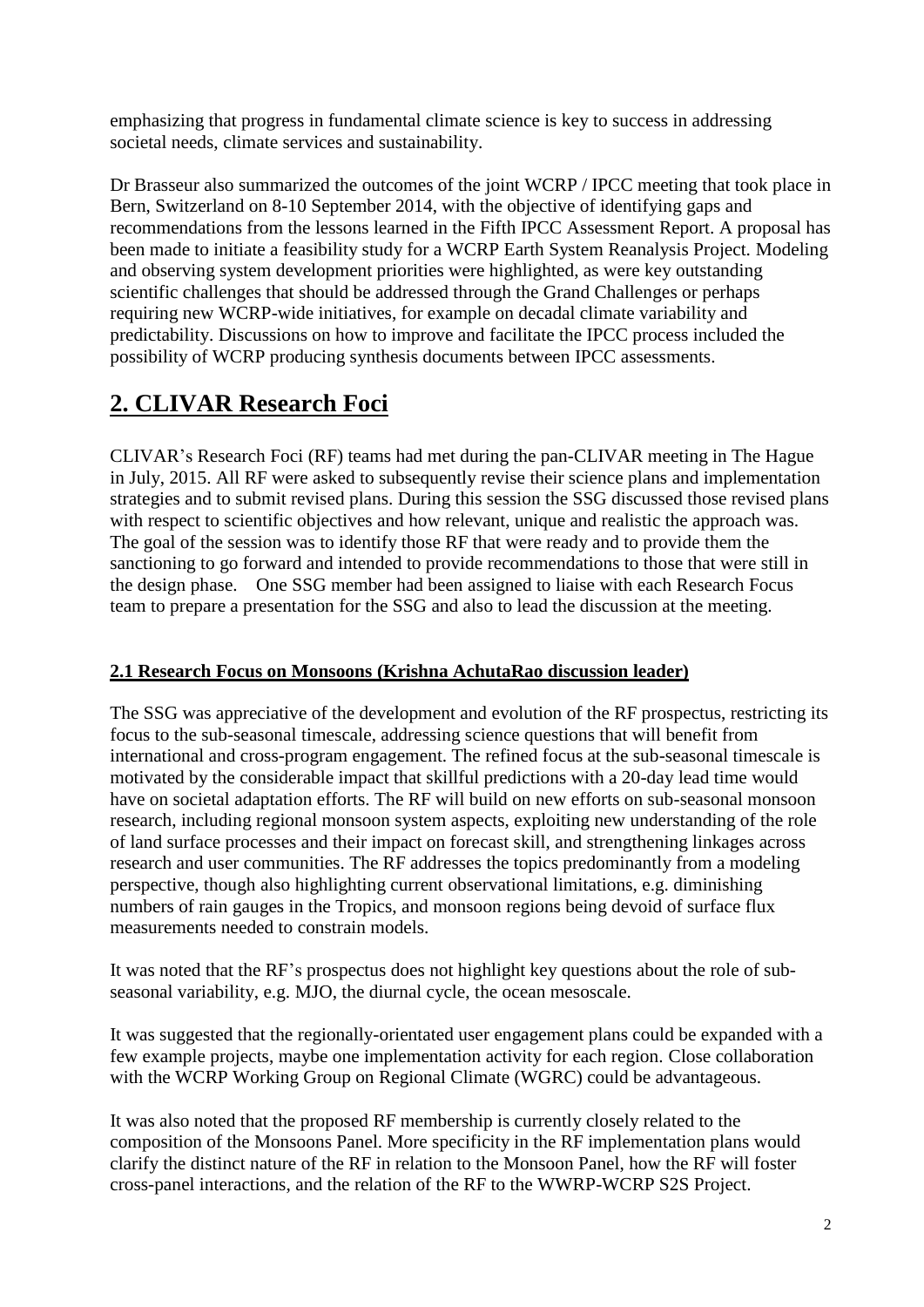emphasizing that progress in fundamental climate science is key to success in addressing societal needs, climate services and sustainability.

Dr Brasseur also summarized the outcomes of the joint WCRP / IPCC meeting that took place in Bern, Switzerland on 8-10 September 2014, with the objective of identifying gaps and recommendations from the lessons learned in the Fifth IPCC Assessment Report. A proposal has been made to initiate a feasibility study for a WCRP Earth System Reanalysis Project. Modeling and observing system development priorities were highlighted, as were key outstanding scientific challenges that should be addressed through the Grand Challenges or perhaps requiring new WCRP-wide initiatives, for example on decadal climate variability and predictability. Discussions on how to improve and facilitate the IPCC process included the possibility of WCRP producing synthesis documents between IPCC assessments.

## 2. CLIVAR Research Foci

CLIVAR's Research Foci (RF) teams had met during the pan-CLIVAR meeting in The Hague in July, 2015. All RF were asked to subsequently revise their science plans and implementation strategies and to submit revised plans. During this session the SSG discussed those revised plans with respect to scientific objectives and how relevant, unique and realistic the approach was. The goal of the session was to identify those RF that were ready and to provide them the sanctioning to go forward and intended to provide recommendations to those that were still in the design phase. One SSG member had been assigned to liaise with each Research Focus team to prepare a presentation for the SSG and also to lead the discussion at the meeting.

### 2.1 Research Focus on Monsoons (Krishna AchutaRao discussion leader)

The SSG was appreciative of the development and evolution of the RF prospectus, restricting its focus to the sub-seasonal timescale, addressing science questions that will benefit from international and cross-program engagement. The refined focus at the sub-seasonal timescale is motivated by the considerable impact that skillful predictions with a 20-day lead time would have on societal adaptation efforts. The RF will build on new efforts on sub-seasonal monsoon research, including regional monsoon system aspects, exploiting new understanding of the role of land surface processes and their impact on forecast skill, and strengthening linkages across research and user communities. The RF addresses the topics predominantly from a modeling perspective, though also highlighting current observational limitations, e.g. diminishing numbers of rain gauges in the Tropics, and monsoon regions being devoid of surface flux measurements needed to constrain models.

It was noted that the RF's prospectus does not highlight key questions about the role of sub-seasonal variability, e.g. MJO, the diurnal cycle, the ocean mesoscale.

It was suggested that the regionally-orientated user engagement plans could be expanded with a few example projects, maybe one implementation activity for each region. Close collaboration with the WCRP Working Group on Regional Climate (WGRC) could be advantageous.

It was also noted that the proposed RF membership is currently closely related to the composition of the Monsoons Panel. More specificity in the RF implementation plans would clarify the distinct nature of the RF in relation to the Monsoon Panel, how the RF will foster cross-panel interactions, and the relation of the RF to the WWRP-WCRP S2S Project.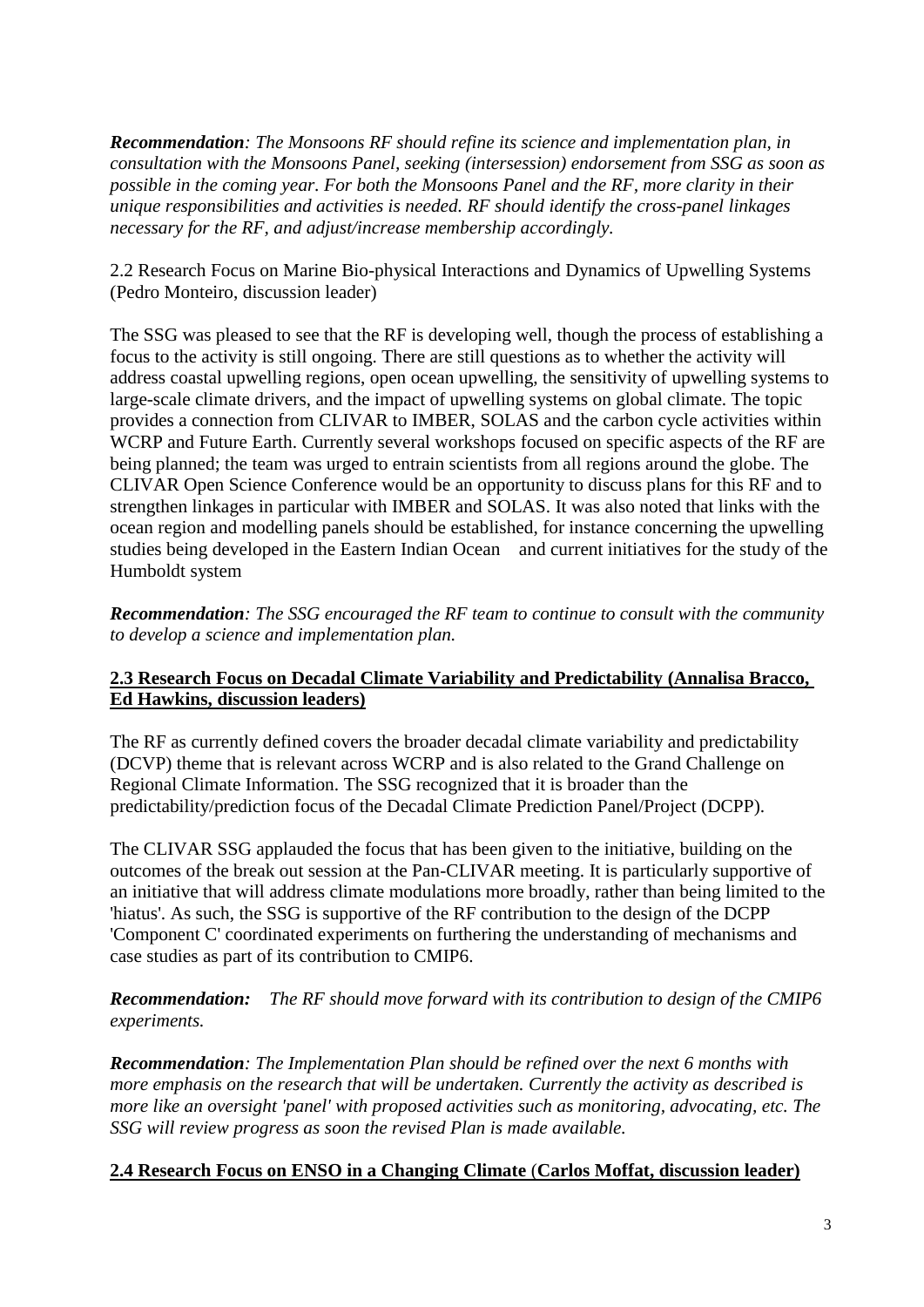***Recommendation****: The Monsoons RF should refine its science and implementation plan, in consultation with the Monsoons Panel, seeking (intersession) endorsement from SSG as soon as possible in the coming year. For both the Monsoons Panel and the RF, more clarity in their unique responsibilities and activities is needed. RF should identify the cross-panel linkages necessary for the RF, and adjust/increase membership accordingly.*

2.2 Research Focus on Marine Bio-physical Interactions and Dynamics of Upwelling Systems (Pedro Monteiro, discussion leader)

The SSG was pleased to see that the RF is developing well, though the process of establishing a focus to the activity is still ongoing. There are still questions as to whether the activity will address coastal upwelling regions, open ocean upwelling, the sensitivity of upwelling systems to large-scale climate drivers, and the impact of upwelling systems on global climate. The topic provides a connection from CLIVAR to IMBER, SOLAS and the carbon cycle activities within WCRP and Future Earth. Currently several workshops focused on specific aspects of the RF are being planned; the team was urged to entrain scientists from all regions around the globe. The CLIVAR Open Science Conference would be an opportunity to discuss plans for this RF and to strengthen linkages in particular with IMBER and SOLAS. It was also noted that links with the ocean region and modelling panels should be established, for instance concerning the upwelling studies being developed in the Eastern Indian Ocean and current initiatives for the study of the Humboldt system

***Recommendation****: The SSG encouraged the RF team to continue to consult with the community to develop a science and implementation plan.*

**2.3 Research Focus on Decadal Climate Variability and Predictability (Annalisa Bracco, Ed Hawkins, discussion leaders)**

The RF as currently defined covers the broader decadal climate variability and predictability (DCVP) theme that is relevant across WCRP and is also related to the Grand Challenge on Regional Climate Information. The SSG recognized that it is broader than the predictability/prediction focus of the Decadal Climate Prediction Panel/Project (DCPP).

The CLIVAR SSG applauded the focus that has been given to the initiative, building on the outcomes of the break out session at the Pan-CLIVAR meeting. It is particularly supportive of an initiative that will address climate modulations more broadly, rather than being limited to the 'hiatus'. As such, the SSG is supportive of the RF contribution to the design of the DCPP 'Component C' coordinated experiments on furthering the understanding of mechanisms and case studies as part of its contribution to CMIP6.

***Recommendation:*** *The RF should move forward with its contribution to design of the CMIP6 experiments.*

***Recommendation****: The Implementation Plan should be refined over the next 6 months with more emphasis on the research that will be undertaken. Currently the activity as described is more like an oversight 'panel' with proposed activities such as monitoring, advocating, etc. The SSG will review progress as soon the revised Plan is made available.*

**2.4 Research Focus on ENSO in a Changing Climate (Carlos Moffat, discussion leader)**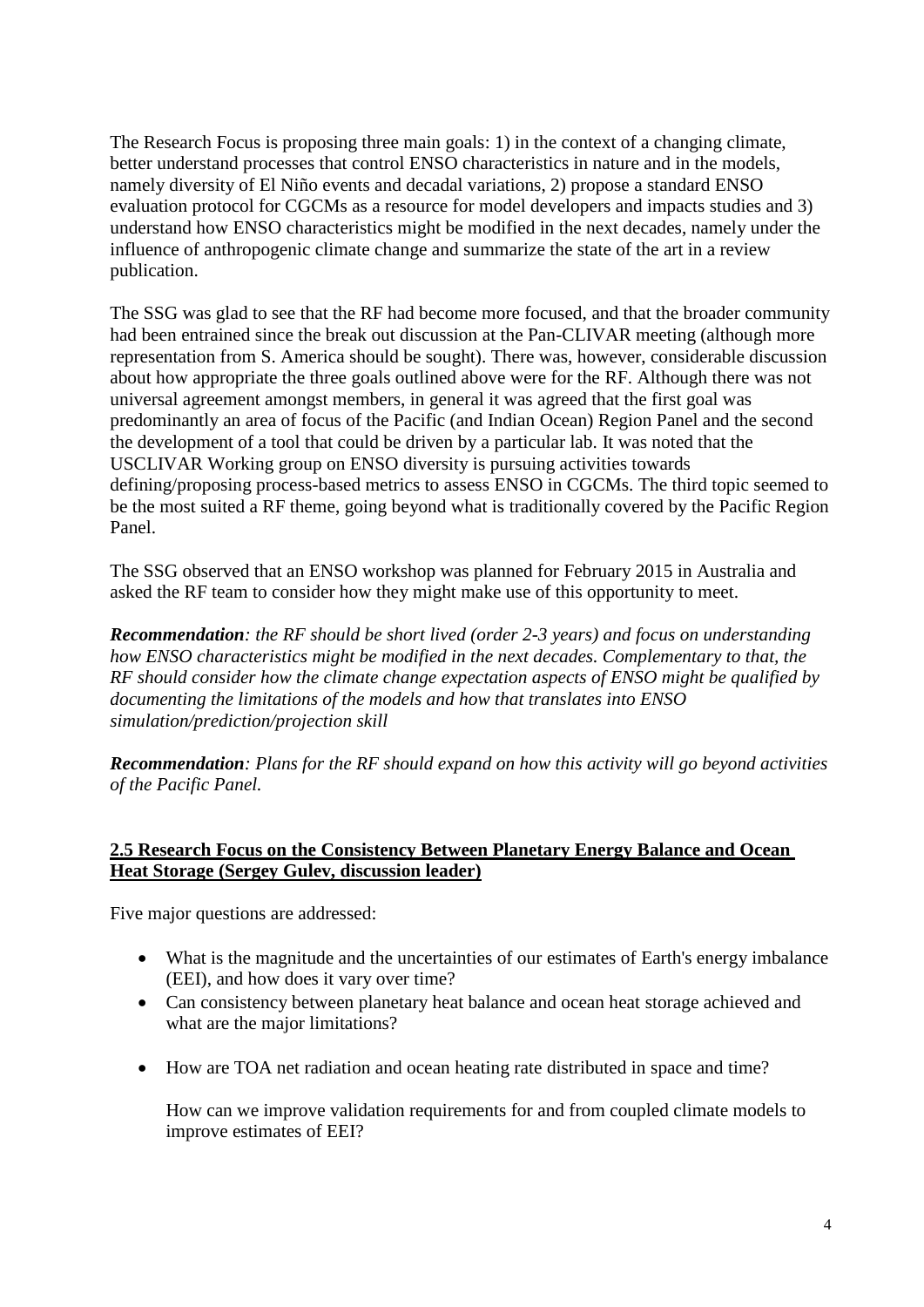The Research Focus is proposing three main goals: 1) in the context of a changing climate, better understand processes that control ENSO characteristics in nature and in the models, namely diversity of El Niño events and decadal variations, 2) propose a standard ENSO evaluation protocol for CGCMs as a resource for model developers and impacts studies and 3) understand how ENSO characteristics might be modified in the next decades, namely under the influence of anthropogenic climate change and summarize the state of the art in a review publication.

The SSG was glad to see that the RF had become more focused, and that the broader community had been entrained since the break out discussion at the Pan-CLIVAR meeting (although more representation from S. America should be sought). There was, however, considerable discussion about how appropriate the three goals outlined above were for the RF. Although there was not universal agreement amongst members, in general it was agreed that the first goal was predominantly an area of focus of the Pacific (and Indian Ocean) Region Panel and the second the development of a tool that could be driven by a particular lab. It was noted that the USCLIVAR Working group on ENSO diversity is pursuing activities towards defining/proposing process-based metrics to assess ENSO in CGCMs. The third topic seemed to be the most suited a RF theme, going beyond what is traditionally covered by the Pacific Region Panel.

The SSG observed that an ENSO workshop was planned for February 2015 in Australia and asked the RF team to consider how they might make use of this opportunity to meet.

***Recommendation****: the RF should be short lived (order 2-3 years) and focus on understanding how ENSO characteristics might be modified in the next decades. Complementary to that, the RF should consider how the climate change expectation aspects of ENSO might be qualified by documenting the limitations of the models and how that translates into ENSO simulation/prediction/projection skill*

***Recommendation****: Plans for the RF should expand on how this activity will go beyond activities of the Pacific Panel.*

## 2.5 Research Focus on the Consistency Between Planetary Energy Balance and Ocean Heat Storage (Sergey Gulev, discussion leader)

Five major questions are addressed:

- What is the magnitude and the uncertainties of our estimates of Earth's energy imbalance (EEI), and how does it vary over time?
- Can consistency between planetary heat balance and ocean heat storage achieved and what are the major limitations?
- How are TOA net radiation and ocean heating rate distributed in space and time?

  How can we improve validation requirements for and from coupled climate models to improve estimates of EEI?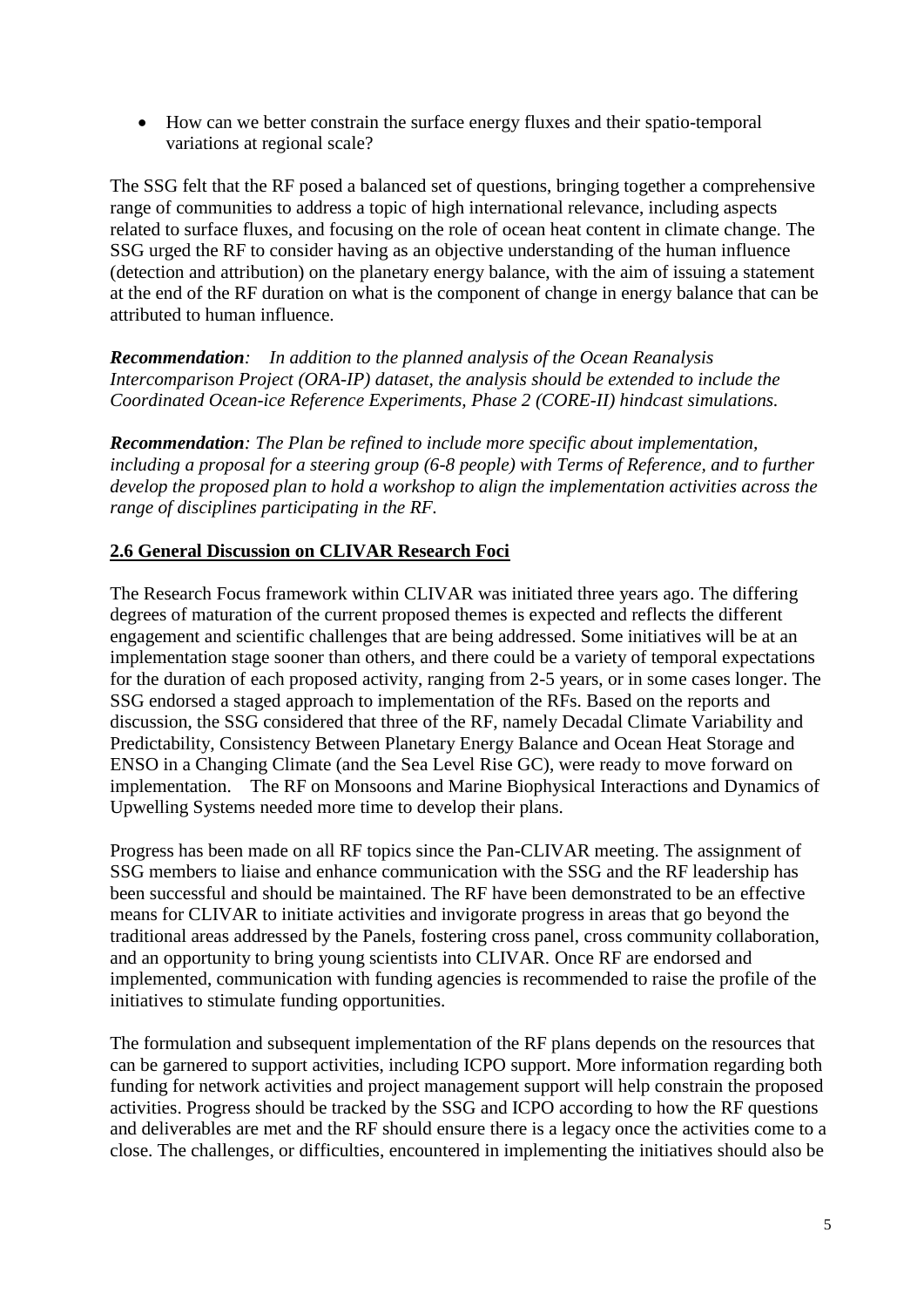- How can we better constrain the surface energy fluxes and their spatio-temporal variations at regional scale?

The SSG felt that the RF posed a balanced set of questions, bringing together a comprehensive range of communities to address a topic of high international relevance, including aspects related to surface fluxes, and focusing on the role of ocean heat content in climate change. The SSG urged the RF to consider having as an objective understanding of the human influence (detection and attribution) on the planetary energy balance, with the aim of issuing a statement at the end of the RF duration on what is the component of change in energy balance that can be attributed to human influence.

***Recommendation**: In addition to the planned analysis of the Ocean Reanalysis Intercomparison Project (ORA-IP) dataset, the analysis should be extended to include the Coordinated Ocean-ice Reference Experiments, Phase 2 (CORE-II) hindcast simulations.*

***Recommendation**: The Plan be refined to include more specific about implementation, including a proposal for a steering group (6-8 people) with Terms of Reference, and to further develop the proposed plan to hold a workshop to align the implementation activities across the range of disciplines participating in the RF.*

## 2.6 General Discussion on CLIVAR Research Foci

The Research Focus framework within CLIVAR was initiated three years ago. The differing degrees of maturation of the current proposed themes is expected and reflects the different engagement and scientific challenges that are being addressed. Some initiatives will be at an implementation stage sooner than others, and there could be a variety of temporal expectations for the duration of each proposed activity, ranging from 2-5 years, or in some cases longer. The SSG endorsed a staged approach to implementation of the RFs. Based on the reports and discussion, the SSG considered that three of the RF, namely Decadal Climate Variability and Predictability, Consistency Between Planetary Energy Balance and Ocean Heat Storage and ENSO in a Changing Climate (and the Sea Level Rise GC), were ready to move forward on implementation. The RF on Monsoons and Marine Biophysical Interactions and Dynamics of Upwelling Systems needed more time to develop their plans.

Progress has been made on all RF topics since the Pan-CLIVAR meeting. The assignment of SSG members to liaise and enhance communication with the SSG and the RF leadership has been successful and should be maintained. The RF have been demonstrated to be an effective means for CLIVAR to initiate activities and invigorate progress in areas that go beyond the traditional areas addressed by the Panels, fostering cross panel, cross community collaboration, and an opportunity to bring young scientists into CLIVAR. Once RF are endorsed and implemented, communication with funding agencies is recommended to raise the profile of the initiatives to stimulate funding opportunities.

The formulation and subsequent implementation of the RF plans depends on the resources that can be garnered to support activities, including ICPO support. More information regarding both funding for network activities and project management support will help constrain the proposed activities. Progress should be tracked by the SSG and ICPO according to how the RF questions and deliverables are met and the RF should ensure there is a legacy once the activities come to a close. The challenges, or difficulties, encountered in implementing the initiatives should also be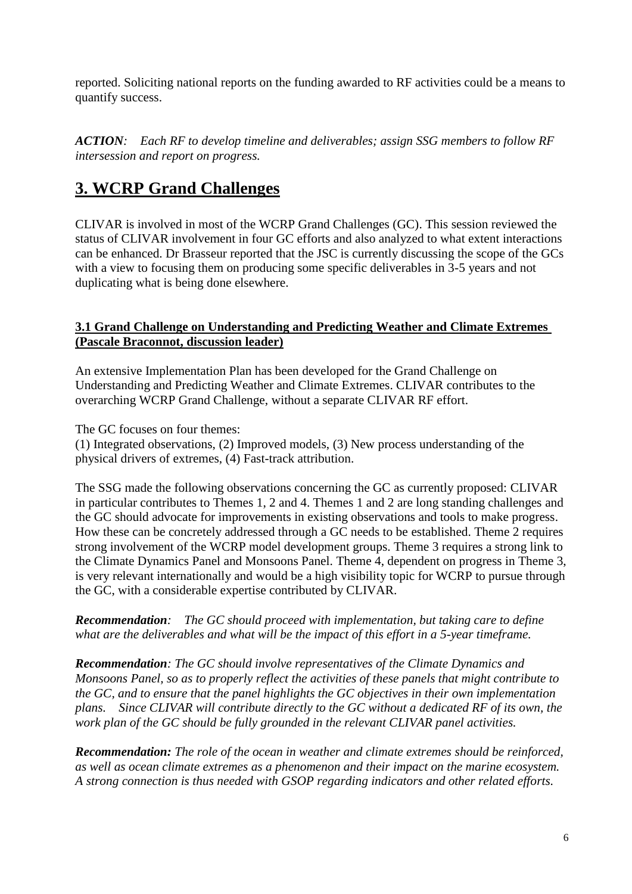reported. Soliciting national reports on the funding awarded to RF activities could be a means to quantify success.

***ACTION**: Each RF to develop timeline and deliverables; assign SSG members to follow RF intersession and report on progress.*

# 3. WCRP Grand Challenges

CLIVAR is involved in most of the WCRP Grand Challenges (GC). This session reviewed the status of CLIVAR involvement in four GC efforts and also analyzed to what extent interactions can be enhanced. Dr Brasseur reported that the JSC is currently discussing the scope of the GCs with a view to focusing them on producing some specific deliverables in 3-5 years and not duplicating what is being done elsewhere.

### 3.1 Grand Challenge on Understanding and Predicting Weather and Climate Extremes (Pascale Braconnot, discussion leader)

An extensive Implementation Plan has been developed for the Grand Challenge on Understanding and Predicting Weather and Climate Extremes. CLIVAR contributes to the overarching WCRP Grand Challenge, without a separate CLIVAR RF effort.

The GC focuses on four themes:
(1) Integrated observations, (2) Improved models, (3) New process understanding of the physical drivers of extremes, (4) Fast-track attribution.

The SSG made the following observations concerning the GC as currently proposed: CLIVAR in particular contributes to Themes 1, 2 and 4. Themes 1 and 2 are long standing challenges and the GC should advocate for improvements in existing observations and tools to make progress. How these can be concretely addressed through a GC needs to be established. Theme 2 requires strong involvement of the WCRP model development groups. Theme 3 requires a strong link to the Climate Dynamics Panel and Monsoons Panel. Theme 4, dependent on progress in Theme 3, is very relevant internationally and would be a high visibility topic for WCRP to pursue through the GC, with a considerable expertise contributed by CLIVAR.

***Recommendation**: The GC should proceed with implementation, but taking care to define what are the deliverables and what will be the impact of this effort in a 5-year timeframe.*

***Recommendation**: The GC should involve representatives of the Climate Dynamics and Monsoons Panel, so as to properly reflect the activities of these panels that might contribute to the GC, and to ensure that the panel highlights the GC objectives in their own implementation plans. Since CLIVAR will contribute directly to the GC without a dedicated RF of its own, the work plan of the GC should be fully grounded in the relevant CLIVAR panel activities.*

***Recommendation:** The role of the ocean in weather and climate extremes should be reinforced, as well as ocean climate extremes as a phenomenon and their impact on the marine ecosystem. A strong connection is thus needed with GSOP regarding indicators and other related efforts.*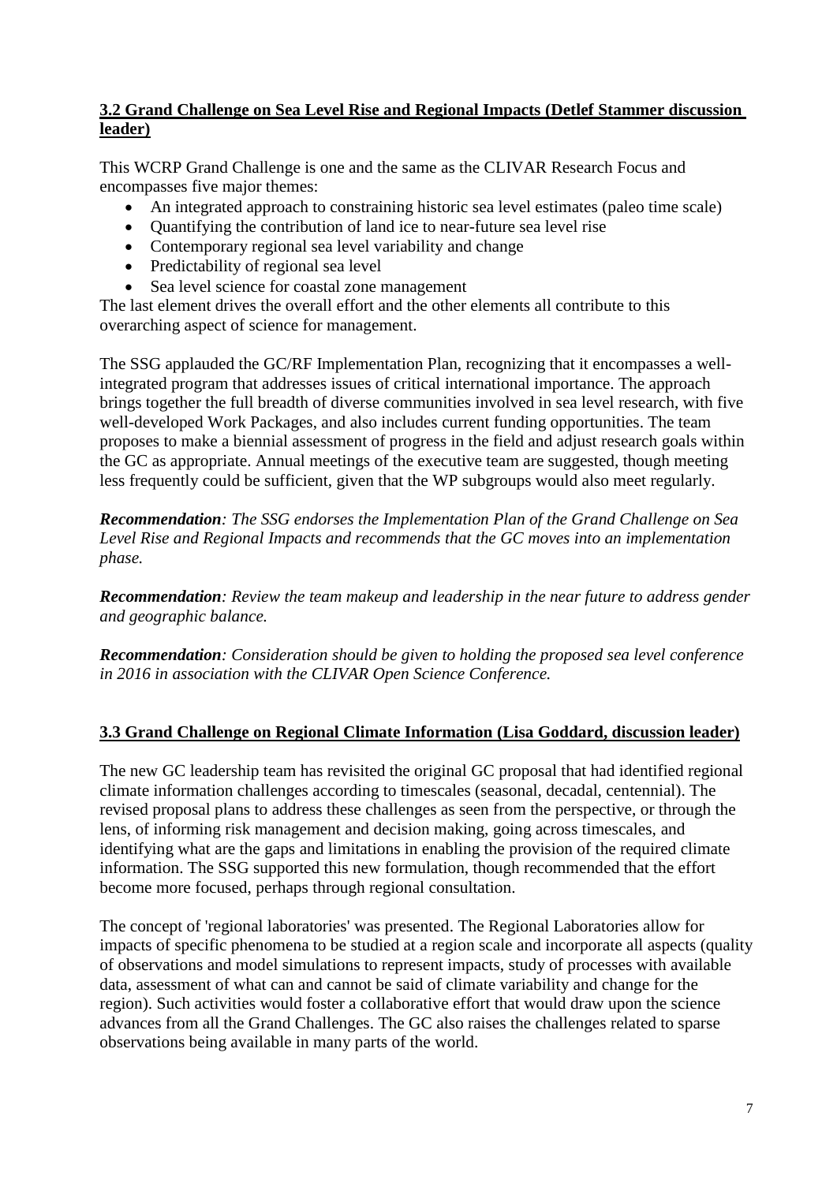### 3.2 Grand Challenge on Sea Level Rise and Regional Impacts (Detlef Stammer discussion leader)

This WCRP Grand Challenge is one and the same as the CLIVAR Research Focus and encompasses five major themes:

- An integrated approach to constraining historic sea level estimates (paleo time scale)
- Quantifying the contribution of land ice to near-future sea level rise
- Contemporary regional sea level variability and change
- Predictability of regional sea level
- Sea level science for coastal zone management

The last element drives the overall effort and the other elements all contribute to this overarching aspect of science for management.

The SSG applauded the GC/RF Implementation Plan, recognizing that it encompasses a well-integrated program that addresses issues of critical international importance. The approach brings together the full breadth of diverse communities involved in sea level research, with five well-developed Work Packages, and also includes current funding opportunities. The team proposes to make a biennial assessment of progress in the field and adjust research goals within the GC as appropriate. Annual meetings of the executive team are suggested, though meeting less frequently could be sufficient, given that the WP subgroups would also meet regularly.

***Recommendation**: The SSG endorses the Implementation Plan of the Grand Challenge on Sea Level Rise and Regional Impacts and recommends that the GC moves into an implementation phase.*

***Recommendation**: Review the team makeup and leadership in the near future to address gender and geographic balance.*

***Recommendation**: Consideration should be given to holding the proposed sea level conference in 2016 in association with the CLIVAR Open Science Conference.*

### 3.3 Grand Challenge on Regional Climate Information (Lisa Goddard, discussion leader)

The new GC leadership team has revisited the original GC proposal that had identified regional climate information challenges according to timescales (seasonal, decadal, centennial). The revised proposal plans to address these challenges as seen from the perspective, or through the lens, of informing risk management and decision making, going across timescales, and identifying what are the gaps and limitations in enabling the provision of the required climate information. The SSG supported this new formulation, though recommended that the effort become more focused, perhaps through regional consultation.

The concept of 'regional laboratories' was presented. The Regional Laboratories allow for impacts of specific phenomena to be studied at a region scale and incorporate all aspects (quality of observations and model simulations to represent impacts, study of processes with available data, assessment of what can and cannot be said of climate variability and change for the region). Such activities would foster a collaborative effort that would draw upon the science advances from all the Grand Challenges. The GC also raises the challenges related to sparse observations being available in many parts of the world.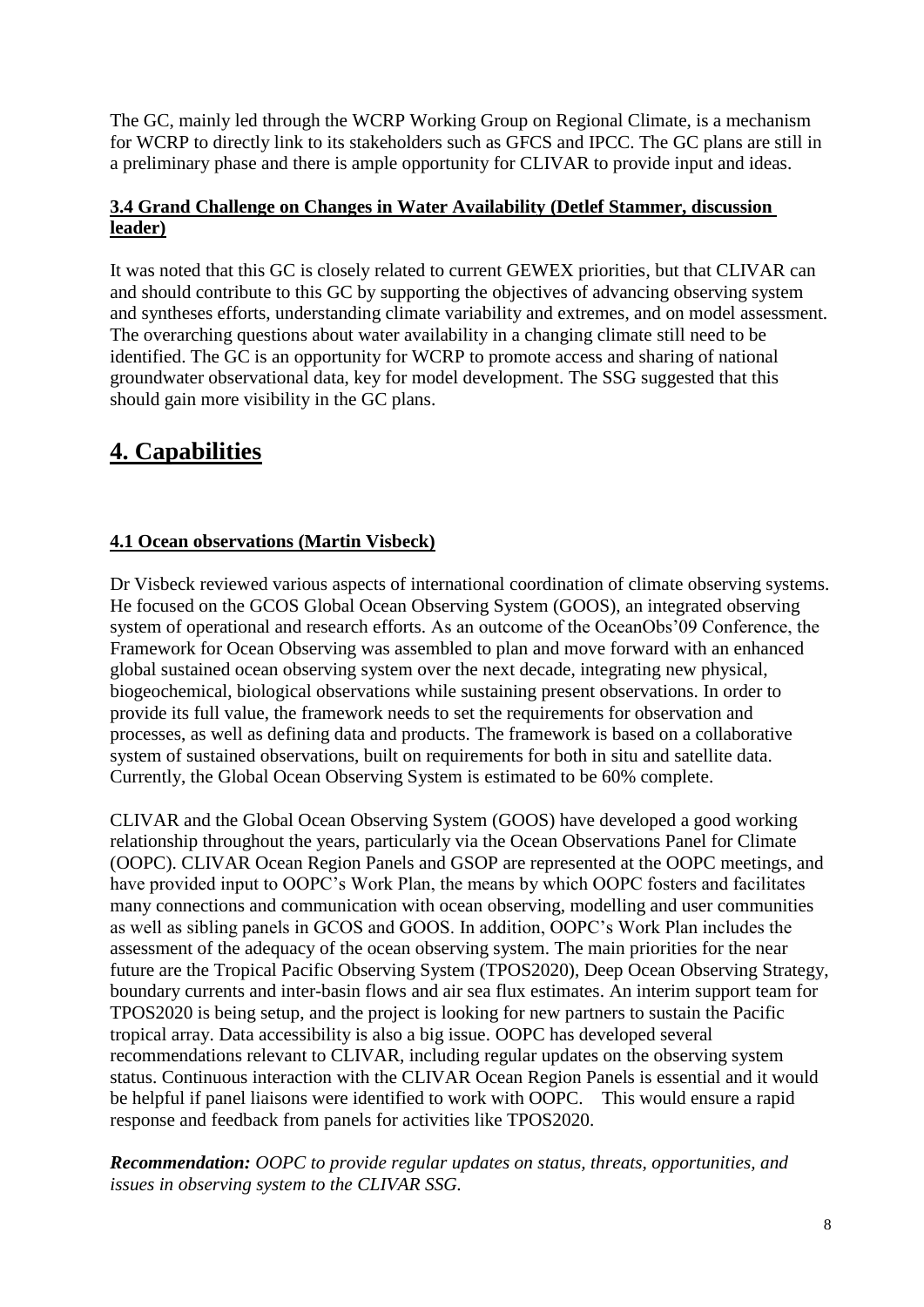The GC, mainly led through the WCRP Working Group on Regional Climate, is a mechanism for WCRP to directly link to its stakeholders such as GFCS and IPCC. The GC plans are still in a preliminary phase and there is ample opportunity for CLIVAR to provide input and ideas.

### 3.4 Grand Challenge on Changes in Water Availability (Detlef Stammer, discussion leader)

It was noted that this GC is closely related to current GEWEX priorities, but that CLIVAR can and should contribute to this GC by supporting the objectives of advancing observing system and syntheses efforts, understanding climate variability and extremes, and on model assessment. The overarching questions about water availability in a changing climate still need to be identified. The GC is an opportunity for WCRP to promote access and sharing of national groundwater observational data, key for model development. The SSG suggested that this should gain more visibility in the GC plans.

## 4. Capabilities

### 4.1 Ocean observations (Martin Visbeck)

Dr Visbeck reviewed various aspects of international coordination of climate observing systems. He focused on the GCOS Global Ocean Observing System (GOOS), an integrated observing system of operational and research efforts. As an outcome of the OceanObs'09 Conference, the Framework for Ocean Observing was assembled to plan and move forward with an enhanced global sustained ocean observing system over the next decade, integrating new physical, biogeochemical, biological observations while sustaining present observations. In order to provide its full value, the framework needs to set the requirements for observation and processes, as well as defining data and products. The framework is based on a collaborative system of sustained observations, built on requirements for both in situ and satellite data. Currently, the Global Ocean Observing System is estimated to be 60% complete.

CLIVAR and the Global Ocean Observing System (GOOS) have developed a good working relationship throughout the years, particularly via the Ocean Observations Panel for Climate (OOPC). CLIVAR Ocean Region Panels and GSOP are represented at the OOPC meetings, and have provided input to OOPC's Work Plan, the means by which OOPC fosters and facilitates many connections and communication with ocean observing, modelling and user communities as well as sibling panels in GCOS and GOOS. In addition, OOPC's Work Plan includes the assessment of the adequacy of the ocean observing system. The main priorities for the near future are the Tropical Pacific Observing System (TPOS2020), Deep Ocean Observing Strategy, boundary currents and inter-basin flows and air sea flux estimates. An interim support team for TPOS2020 is being setup, and the project is looking for new partners to sustain the Pacific tropical array. Data accessibility is also a big issue. OOPC has developed several recommendations relevant to CLIVAR, including regular updates on the observing system status. Continuous interaction with the CLIVAR Ocean Region Panels is essential and it would be helpful if panel liaisons were identified to work with OOPC. This would ensure a rapid response and feedback from panels for activities like TPOS2020.

***Recommendation:*** *OOPC to provide regular updates on status, threats, opportunities, and issues in observing system to the CLIVAR SSG.*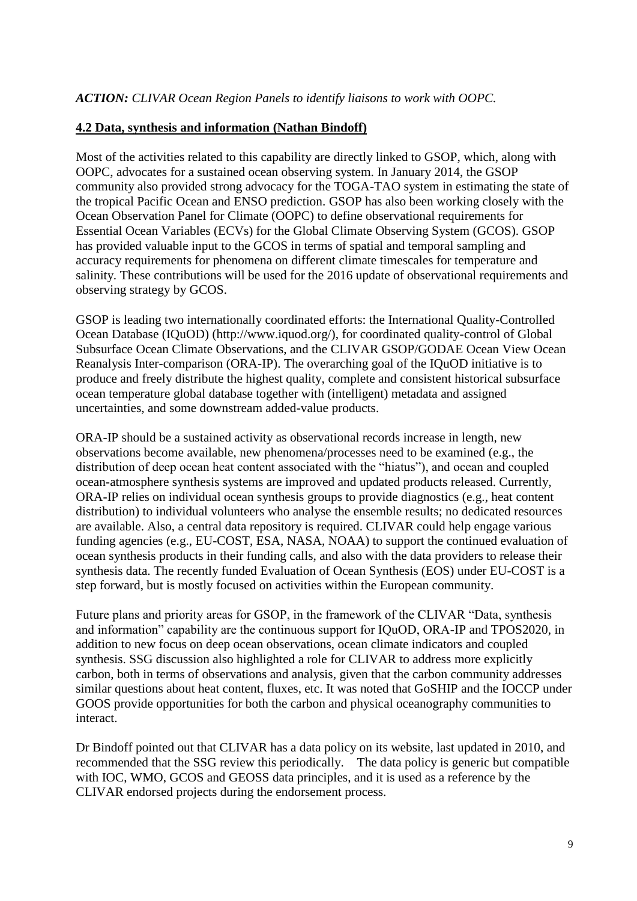***ACTION:*** *CLIVAR Ocean Region Panels to identify liaisons to work with OOPC.*

## 4.2 Data, synthesis and information (Nathan Bindoff)

Most of the activities related to this capability are directly linked to GSOP, which, along with OOPC, advocates for a sustained ocean observing system. In January 2014, the GSOP community also provided strong advocacy for the TOGA-TAO system in estimating the state of the tropical Pacific Ocean and ENSO prediction. GSOP has also been working closely with the Ocean Observation Panel for Climate (OOPC) to define observational requirements for Essential Ocean Variables (ECVs) for the Global Climate Observing System (GCOS). GSOP has provided valuable input to the GCOS in terms of spatial and temporal sampling and accuracy requirements for phenomena on different climate timescales for temperature and salinity. These contributions will be used for the 2016 update of observational requirements and observing strategy by GCOS.

GSOP is leading two internationally coordinated efforts: the International Quality-Controlled Ocean Database (IQuOD) (http://www.iquod.org/), for coordinated quality-control of Global Subsurface Ocean Climate Observations, and the CLIVAR GSOP/GODAE Ocean View Ocean Reanalysis Inter-comparison (ORA-IP). The overarching goal of the IQuOD initiative is to produce and freely distribute the highest quality, complete and consistent historical subsurface ocean temperature global database together with (intelligent) metadata and assigned uncertainties, and some downstream added-value products.

ORA-IP should be a sustained activity as observational records increase in length, new observations become available, new phenomena/processes need to be examined (e.g., the distribution of deep ocean heat content associated with the "hiatus"), and ocean and coupled ocean-atmosphere synthesis systems are improved and updated products released. Currently, ORA-IP relies on individual ocean synthesis groups to provide diagnostics (e.g., heat content distribution) to individual volunteers who analyse the ensemble results; no dedicated resources are available. Also, a central data repository is required. CLIVAR could help engage various funding agencies (e.g., EU-COST, ESA, NASA, NOAA) to support the continued evaluation of ocean synthesis products in their funding calls, and also with the data providers to release their synthesis data. The recently funded Evaluation of Ocean Synthesis (EOS) under EU-COST is a step forward, but is mostly focused on activities within the European community.

Future plans and priority areas for GSOP, in the framework of the CLIVAR "Data, synthesis and information" capability are the continuous support for IQuOD, ORA-IP and TPOS2020, in addition to new focus on deep ocean observations, ocean climate indicators and coupled synthesis. SSG discussion also highlighted a role for CLIVAR to address more explicitly carbon, both in terms of observations and analysis, given that the carbon community addresses similar questions about heat content, fluxes, etc. It was noted that GoSHIP and the IOCCP under GOOS provide opportunities for both the carbon and physical oceanography communities to interact.

Dr Bindoff pointed out that CLIVAR has a data policy on its website, last updated in 2010, and recommended that the SSG review this periodically. The data policy is generic but compatible with IOC, WMO, GCOS and GEOSS data principles, and it is used as a reference by the CLIVAR endorsed projects during the endorsement process.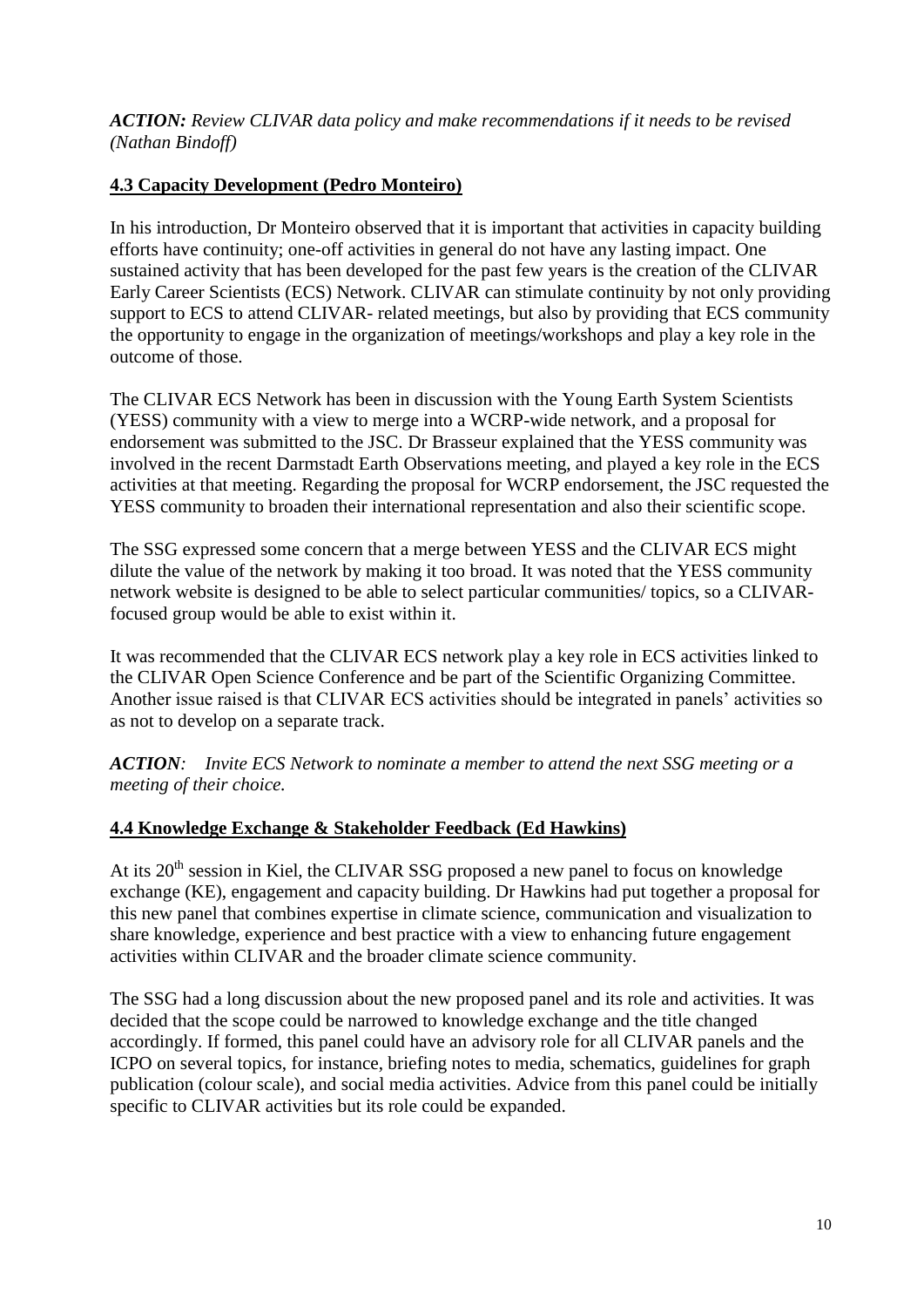***ACTION:*** *Review CLIVAR data policy and make recommendations if it needs to be revised (Nathan Bindoff)*

## 4.3 Capacity Development (Pedro Monteiro)

In his introduction, Dr Monteiro observed that it is important that activities in capacity building efforts have continuity; one-off activities in general do not have any lasting impact. One sustained activity that has been developed for the past few years is the creation of the CLIVAR Early Career Scientists (ECS) Network. CLIVAR can stimulate continuity by not only providing support to ECS to attend CLIVAR- related meetings, but also by providing that ECS community the opportunity to engage in the organization of meetings/workshops and play a key role in the outcome of those.

The CLIVAR ECS Network has been in discussion with the Young Earth System Scientists (YESS) community with a view to merge into a WCRP-wide network, and a proposal for endorsement was submitted to the JSC. Dr Brasseur explained that the YESS community was involved in the recent Darmstadt Earth Observations meeting, and played a key role in the ECS activities at that meeting. Regarding the proposal for WCRP endorsement, the JSC requested the YESS community to broaden their international representation and also their scientific scope.

The SSG expressed some concern that a merge between YESS and the CLIVAR ECS might dilute the value of the network by making it too broad. It was noted that the YESS community network website is designed to be able to select particular communities/ topics, so a CLIVAR-focused group would be able to exist within it.

It was recommended that the CLIVAR ECS network play a key role in ECS activities linked to the CLIVAR Open Science Conference and be part of the Scientific Organizing Committee. Another issue raised is that CLIVAR ECS activities should be integrated in panels' activities so as not to develop on a separate track.

***ACTION****:* *Invite ECS Network to nominate a member to attend the next SSG meeting or a meeting of their choice.*

## 4.4 Knowledge Exchange & Stakeholder Feedback (Ed Hawkins)

At its 20th session in Kiel, the CLIVAR SSG proposed a new panel to focus on knowledge exchange (KE), engagement and capacity building. Dr Hawkins had put together a proposal for this new panel that combines expertise in climate science, communication and visualization to share knowledge, experience and best practice with a view to enhancing future engagement activities within CLIVAR and the broader climate science community.

The SSG had a long discussion about the new proposed panel and its role and activities. It was decided that the scope could be narrowed to knowledge exchange and the title changed accordingly. If formed, this panel could have an advisory role for all CLIVAR panels and the ICPO on several topics, for instance, briefing notes to media, schematics, guidelines for graph publication (colour scale), and social media activities. Advice from this panel could be initially specific to CLIVAR activities but its role could be expanded.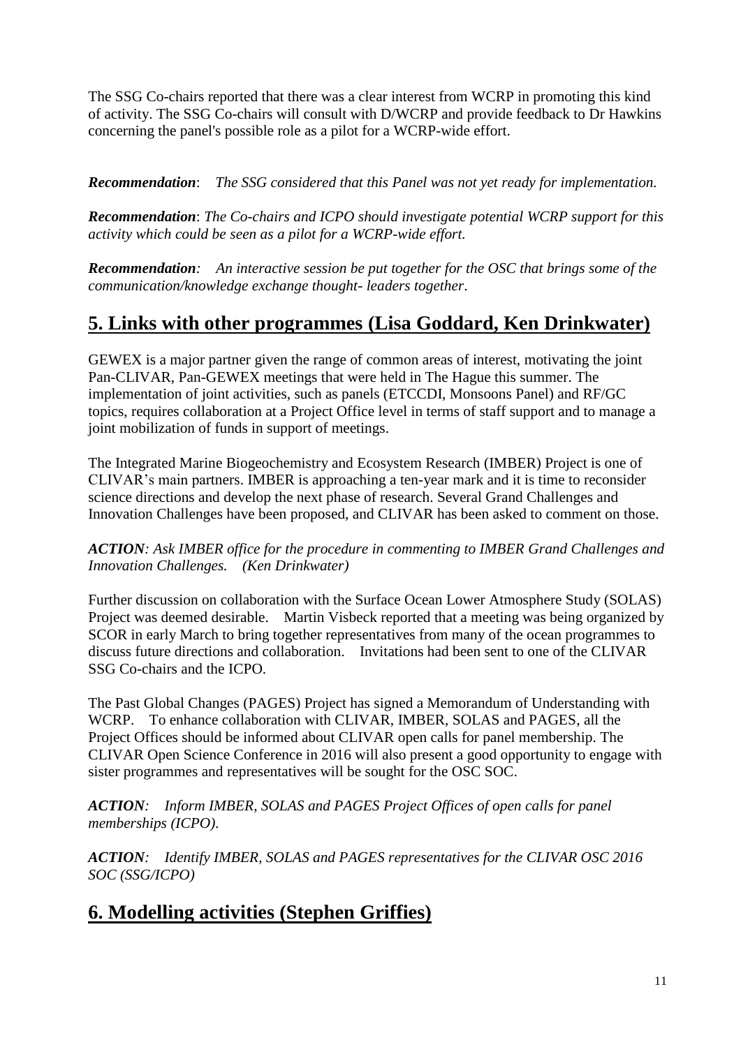The SSG Co-chairs reported that there was a clear interest from WCRP in promoting this kind of activity. The SSG Co-chairs will consult with D/WCRP and provide feedback to Dr Hawkins concerning the panel's possible role as a pilot for a WCRP-wide effort.

***Recommendation***: *The SSG considered that this Panel was not yet ready for implementation.*

***Recommendation***: *The Co-chairs and ICPO should investigate potential WCRP support for this activity which could be seen as a pilot for a WCRP-wide effort.*

***Recommendation***: *An interactive session be put together for the OSC that brings some of the communication/knowledge exchange thought- leaders together.*

## 5. Links with other programmes (Lisa Goddard, Ken Drinkwater)

GEWEX is a major partner given the range of common areas of interest, motivating the joint Pan-CLIVAR, Pan-GEWEX meetings that were held in The Hague this summer. The implementation of joint activities, such as panels (ETCCDI, Monsoons Panel) and RF/GC topics, requires collaboration at a Project Office level in terms of staff support and to manage a joint mobilization of funds in support of meetings.

The Integrated Marine Biogeochemistry and Ecosystem Research (IMBER) Project is one of CLIVAR's main partners. IMBER is approaching a ten-year mark and it is time to reconsider science directions and develop the next phase of research. Several Grand Challenges and Innovation Challenges have been proposed, and CLIVAR has been asked to comment on those.

***ACTION****: Ask IMBER office for the procedure in commenting to IMBER Grand Challenges and Innovation Challenges. (Ken Drinkwater)*

Further discussion on collaboration with the Surface Ocean Lower Atmosphere Study (SOLAS) Project was deemed desirable. Martin Visbeck reported that a meeting was being organized by SCOR in early March to bring together representatives from many of the ocean programmes to discuss future directions and collaboration. Invitations had been sent to one of the CLIVAR SSG Co-chairs and the ICPO.

The Past Global Changes (PAGES) Project has signed a Memorandum of Understanding with WCRP. To enhance collaboration with CLIVAR, IMBER, SOLAS and PAGES, all the Project Offices should be informed about CLIVAR open calls for panel membership. The CLIVAR Open Science Conference in 2016 will also present a good opportunity to engage with sister programmes and representatives will be sought for the OSC SOC.

***ACTION****: Inform IMBER, SOLAS and PAGES Project Offices of open calls for panel memberships (ICPO).*

***ACTION****: Identify IMBER, SOLAS and PAGES representatives for the CLIVAR OSC 2016 SOC (SSG/ICPO)*

## 6. Modelling activities (Stephen Griffies)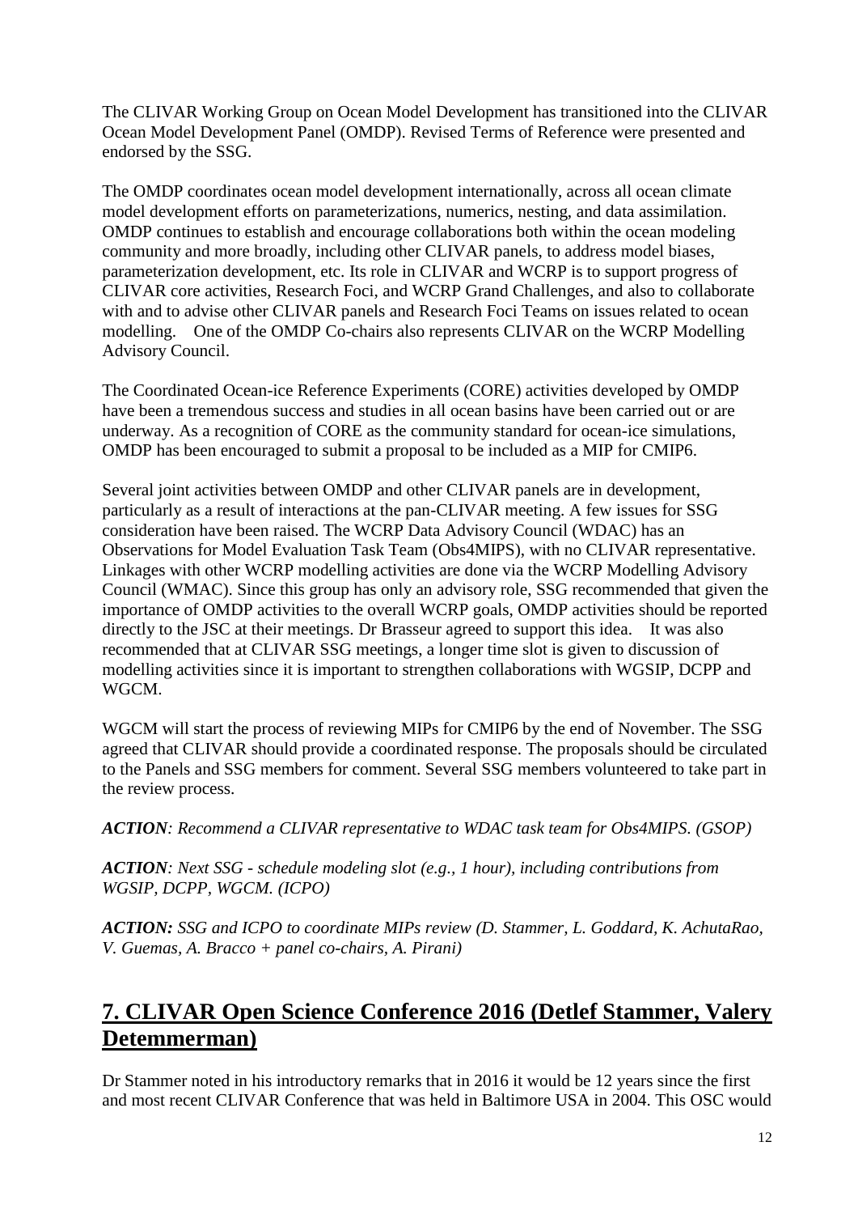The CLIVAR Working Group on Ocean Model Development has transitioned into the CLIVAR Ocean Model Development Panel (OMDP). Revised Terms of Reference were presented and endorsed by the SSG.

The OMDP coordinates ocean model development internationally, across all ocean climate model development efforts on parameterizations, numerics, nesting, and data assimilation. OMDP continues to establish and encourage collaborations both within the ocean modeling community and more broadly, including other CLIVAR panels, to address model biases, parameterization development, etc. Its role in CLIVAR and WCRP is to support progress of CLIVAR core activities, Research Foci, and WCRP Grand Challenges, and also to collaborate with and to advise other CLIVAR panels and Research Foci Teams on issues related to ocean modelling. One of the OMDP Co-chairs also represents CLIVAR on the WCRP Modelling Advisory Council.

The Coordinated Ocean-ice Reference Experiments (CORE) activities developed by OMDP have been a tremendous success and studies in all ocean basins have been carried out or are underway. As a recognition of CORE as the community standard for ocean-ice simulations, OMDP has been encouraged to submit a proposal to be included as a MIP for CMIP6.

Several joint activities between OMDP and other CLIVAR panels are in development, particularly as a result of interactions at the pan-CLIVAR meeting. A few issues for SSG consideration have been raised. The WCRP Data Advisory Council (WDAC) has an Observations for Model Evaluation Task Team (Obs4MIPS), with no CLIVAR representative. Linkages with other WCRP modelling activities are done via the WCRP Modelling Advisory Council (WMAC). Since this group has only an advisory role, SSG recommended that given the importance of OMDP activities to the overall WCRP goals, OMDP activities should be reported directly to the JSC at their meetings. Dr Brasseur agreed to support this idea. It was also recommended that at CLIVAR SSG meetings, a longer time slot is given to discussion of modelling activities since it is important to strengthen collaborations with WGSIP, DCPP and WGCM.

WGCM will start the process of reviewing MIPs for CMIP6 by the end of November. The SSG agreed that CLIVAR should provide a coordinated response. The proposals should be circulated to the Panels and SSG members for comment. Several SSG members volunteered to take part in the review process.

***ACTION**: Recommend a CLIVAR representative to WDAC task team for Obs4MIPS. (GSOP)*

***ACTION**: Next SSG - schedule modeling slot (e.g., 1 hour), including contributions from WGSIP, DCPP, WGCM. (ICPO)*

***ACTION:** SSG and ICPO to coordinate MIPs review (D. Stammer, L. Goddard, K. AchutaRao, V. Guemas, A. Bracco + panel co-chairs, A. Pirani)*

## 7. CLIVAR Open Science Conference 2016 (Detlef Stammer, Valery Detemmerman)

Dr Stammer noted in his introductory remarks that in 2016 it would be 12 years since the first and most recent CLIVAR Conference that was held in Baltimore USA in 2004. This OSC would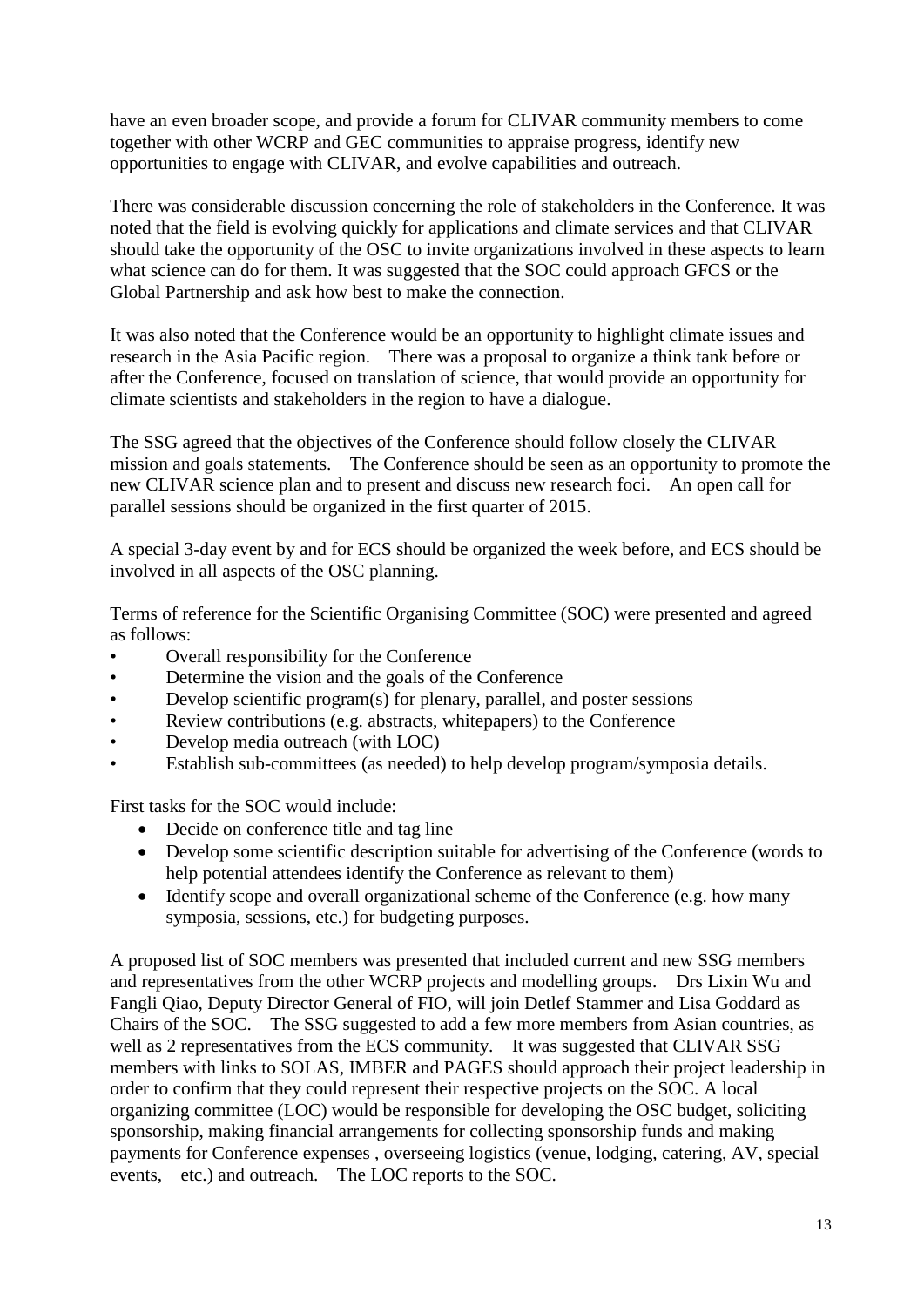have an even broader scope, and provide a forum for CLIVAR community members to come together with other WCRP and GEC communities to appraise progress, identify new opportunities to engage with CLIVAR, and evolve capabilities and outreach.

There was considerable discussion concerning the role of stakeholders in the Conference. It was noted that the field is evolving quickly for applications and climate services and that CLIVAR should take the opportunity of the OSC to invite organizations involved in these aspects to learn what science can do for them. It was suggested that the SOC could approach GFCS or the Global Partnership and ask how best to make the connection.

It was also noted that the Conference would be an opportunity to highlight climate issues and research in the Asia Pacific region. There was a proposal to organize a think tank before or after the Conference, focused on translation of science, that would provide an opportunity for climate scientists and stakeholders in the region to have a dialogue.

The SSG agreed that the objectives of the Conference should follow closely the CLIVAR mission and goals statements. The Conference should be seen as an opportunity to promote the new CLIVAR science plan and to present and discuss new research foci. An open call for parallel sessions should be organized in the first quarter of 2015.

A special 3-day event by and for ECS should be organized the week before, and ECS should be involved in all aspects of the OSC planning.

Terms of reference for the Scientific Organising Committee (SOC) were presented and agreed as follows:

- Overall responsibility for the Conference
- Determine the vision and the goals of the Conference
- Develop scientific program(s) for plenary, parallel, and poster sessions
- Review contributions (e.g. abstracts, whitepapers) to the Conference
- Develop media outreach (with LOC)
- Establish sub-committees (as needed) to help develop program/symposia details.

First tasks for the SOC would include:

- Decide on conference title and tag line
- Develop some scientific description suitable for advertising of the Conference (words to help potential attendees identify the Conference as relevant to them)
- Identify scope and overall organizational scheme of the Conference (e.g. how many symposia, sessions, etc.) for budgeting purposes.

A proposed list of SOC members was presented that included current and new SSG members and representatives from the other WCRP projects and modelling groups. Drs Lixin Wu and Fangli Qiao, Deputy Director General of FIO, will join Detlef Stammer and Lisa Goddard as Chairs of the SOC. The SSG suggested to add a few more members from Asian countries, as well as 2 representatives from the ECS community. It was suggested that CLIVAR SSG members with links to SOLAS, IMBER and PAGES should approach their project leadership in order to confirm that they could represent their respective projects on the SOC. A local organizing committee (LOC) would be responsible for developing the OSC budget, soliciting sponsorship, making financial arrangements for collecting sponsorship funds and making payments for Conference expenses , overseeing logistics (venue, lodging, catering, AV, special events, etc.) and outreach. The LOC reports to the SOC.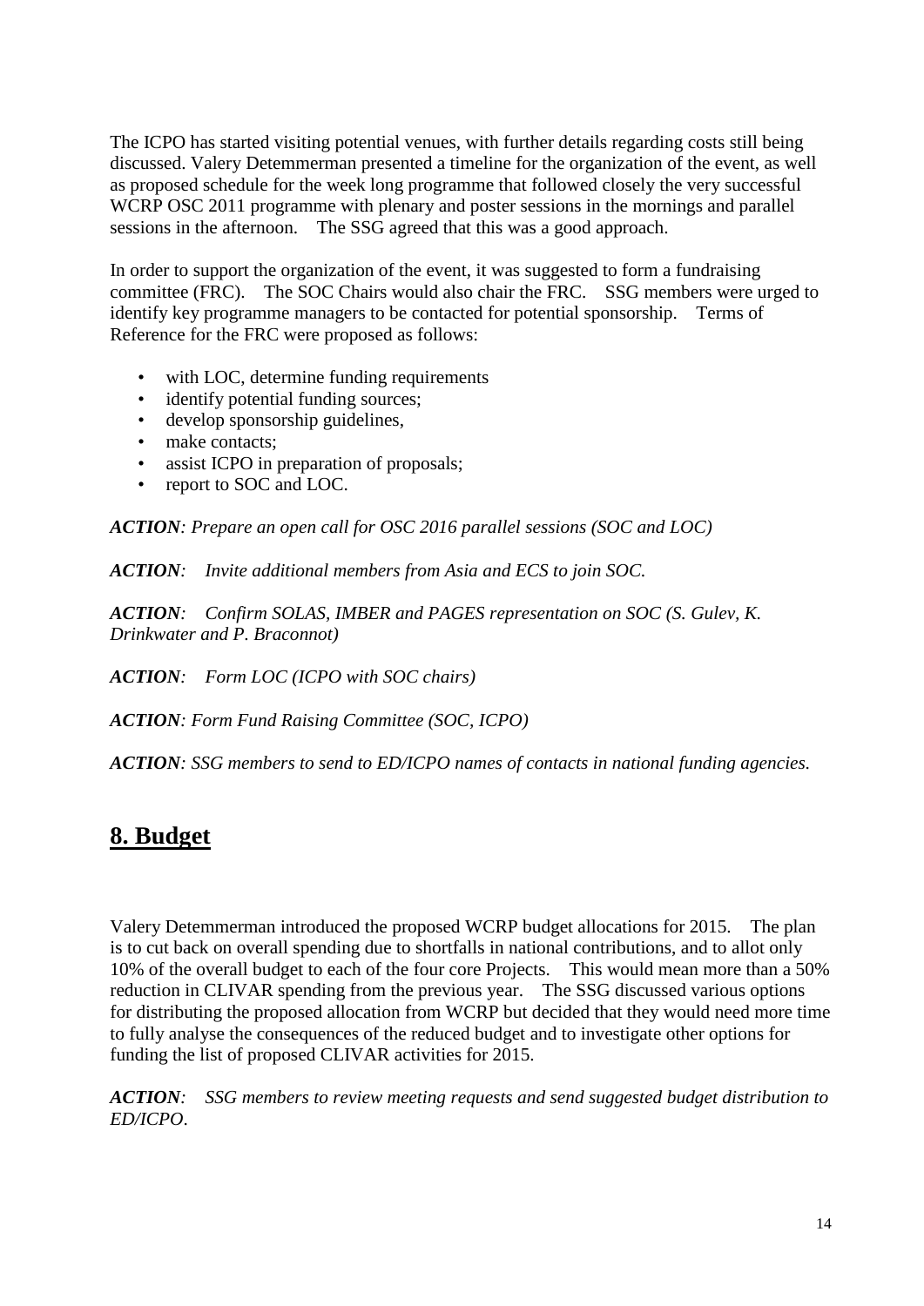The ICPO has started visiting potential venues, with further details regarding costs still being discussed. Valery Detemmerman presented a timeline for the organization of the event, as well as proposed schedule for the week long programme that followed closely the very successful WCRP OSC 2011 programme with plenary and poster sessions in the mornings and parallel sessions in the afternoon. The SSG agreed that this was a good approach.

In order to support the organization of the event, it was suggested to form a fundraising committee (FRC). The SOC Chairs would also chair the FRC. SSG members were urged to identify key programme managers to be contacted for potential sponsorship. Terms of Reference for the FRC were proposed as follows:

- with LOC, determine funding requirements
- identify potential funding sources;
- develop sponsorship guidelines,
- make contacts;
- assist ICPO in preparation of proposals;
- report to SOC and LOC.

***ACTION**: Prepare an open call for OSC 2016 parallel sessions (SOC and LOC)*

***ACTION**: Invite additional members from Asia and ECS to join SOC.*

***ACTION**: Confirm SOLAS, IMBER and PAGES representation on SOC (S. Gulev, K. Drinkwater and P. Braconnot)*

***ACTION**: Form LOC (ICPO with SOC chairs)*

***ACTION**: Form Fund Raising Committee (SOC, ICPO)*

***ACTION**: SSG members to send to ED/ICPO names of contacts in national funding agencies.*

## 8. Budget

Valery Detemmerman introduced the proposed WCRP budget allocations for 2015. The plan is to cut back on overall spending due to shortfalls in national contributions, and to allot only 10% of the overall budget to each of the four core Projects. This would mean more than a 50% reduction in CLIVAR spending from the previous year. The SSG discussed various options for distributing the proposed allocation from WCRP but decided that they would need more time to fully analyse the consequences of the reduced budget and to investigate other options for funding the list of proposed CLIVAR activities for 2015.

***ACTION**: SSG members to review meeting requests and send suggested budget distribution to ED/ICPO.*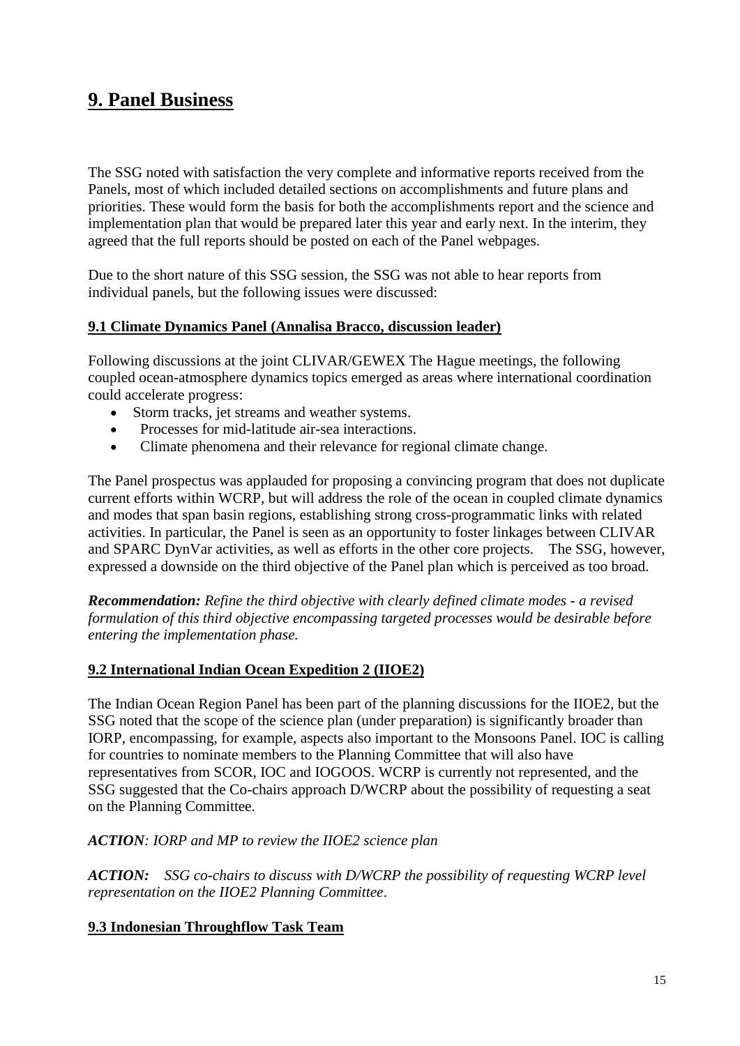# 9. Panel Business

The SSG noted with satisfaction the very complete and informative reports received from the Panels, most of which included detailed sections on accomplishments and future plans and priorities. These would form the basis for both the accomplishments report and the science and implementation plan that would be prepared later this year and early next. In the interim, they agreed that the full reports should be posted on each of the Panel webpages.

Due to the short nature of this SSG session, the SSG was not able to hear reports from individual panels, but the following issues were discussed:

## 9.1 Climate Dynamics Panel (Annalisa Bracco, discussion leader)

Following discussions at the joint CLIVAR/GEWEX The Hague meetings, the following coupled ocean-atmosphere dynamics topics emerged as areas where international coordination could accelerate progress:

- Storm tracks, jet streams and weather systems.
- Processes for mid-latitude air-sea interactions.
- Climate phenomena and their relevance for regional climate change.

The Panel prospectus was applauded for proposing a convincing program that does not duplicate current efforts within WCRP, but will address the role of the ocean in coupled climate dynamics and modes that span basin regions, establishing strong cross-programmatic links with related activities. In particular, the Panel is seen as an opportunity to foster linkages between CLIVAR and SPARC DynVar activities, as well as efforts in the other core projects. The SSG, however, expressed a downside on the third objective of the Panel plan which is perceived as too broad.

***Recommendation:*** *Refine the third objective with clearly defined climate modes - a revised formulation of this third objective encompassing targeted processes would be desirable before entering the implementation phase.*

## 9.2 International Indian Ocean Expedition 2 (IIOE2)

The Indian Ocean Region Panel has been part of the planning discussions for the IIOE2, but the SSG noted that the scope of the science plan (under preparation) is significantly broader than IORP, encompassing, for example, aspects also important to the Monsoons Panel. IOC is calling for countries to nominate members to the Planning Committee that will also have representatives from SCOR, IOC and IOGOOS. WCRP is currently not represented, and the SSG suggested that the Co-chairs approach D/WCRP about the possibility of requesting a seat on the Planning Committee.

***ACTION****: IORP and MP to review the IIOE2 science plan*

***ACTION:*** *SSG co-chairs to discuss with D/WCRP the possibility of requesting WCRP level representation on the IIOE2 Planning Committee*.

## 9.3 Indonesian Throughflow Task Team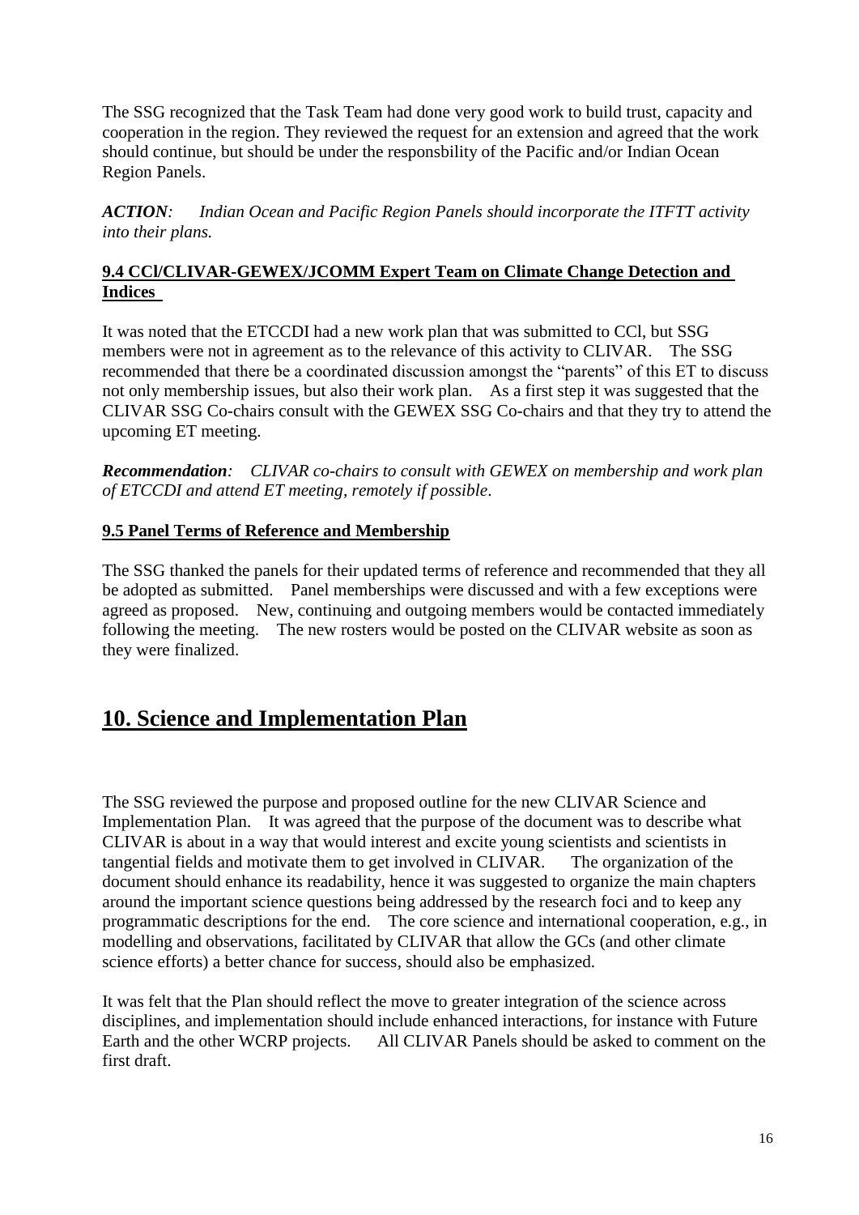The SSG recognized that the Task Team had done very good work to build trust, capacity and cooperation in the region. They reviewed the request for an extension and agreed that the work should continue, but should be under the responsbility of the Pacific and/or Indian Ocean Region Panels.

***ACTION**: Indian Ocean and Pacific Region Panels should incorporate the ITFTT activity into their plans.*

### 9.4 CCl/CLIVAR-GEWEX/JCOMM Expert Team on Climate Change Detection and Indices

It was noted that the ETCCDI had a new work plan that was submitted to CCl, but SSG members were not in agreement as to the relevance of this activity to CLIVAR. The SSG recommended that there be a coordinated discussion amongst the "parents" of this ET to discuss not only membership issues, but also their work plan. As a first step it was suggested that the CLIVAR SSG Co-chairs consult with the GEWEX SSG Co-chairs and that they try to attend the upcoming ET meeting.

***Recommendation**: CLIVAR co-chairs to consult with GEWEX on membership and work plan of ETCCDI and attend ET meeting, remotely if possible.*

### 9.5 Panel Terms of Reference and Membership

The SSG thanked the panels for their updated terms of reference and recommended that they all be adopted as submitted. Panel memberships were discussed and with a few exceptions were agreed as proposed. New, continuing and outgoing members would be contacted immediately following the meeting. The new rosters would be posted on the CLIVAR website as soon as they were finalized.

## 10. Science and Implementation Plan

The SSG reviewed the purpose and proposed outline for the new CLIVAR Science and Implementation Plan. It was agreed that the purpose of the document was to describe what CLIVAR is about in a way that would interest and excite young scientists and scientists in tangential fields and motivate them to get involved in CLIVAR. The organization of the document should enhance its readability, hence it was suggested to organize the main chapters around the important science questions being addressed by the research foci and to keep any programmatic descriptions for the end. The core science and international cooperation, e.g., in modelling and observations, facilitated by CLIVAR that allow the GCs (and other climate science efforts) a better chance for success, should also be emphasized.

It was felt that the Plan should reflect the move to greater integration of the science across disciplines, and implementation should include enhanced interactions, for instance with Future Earth and the other WCRP projects. All CLIVAR Panels should be asked to comment on the first draft.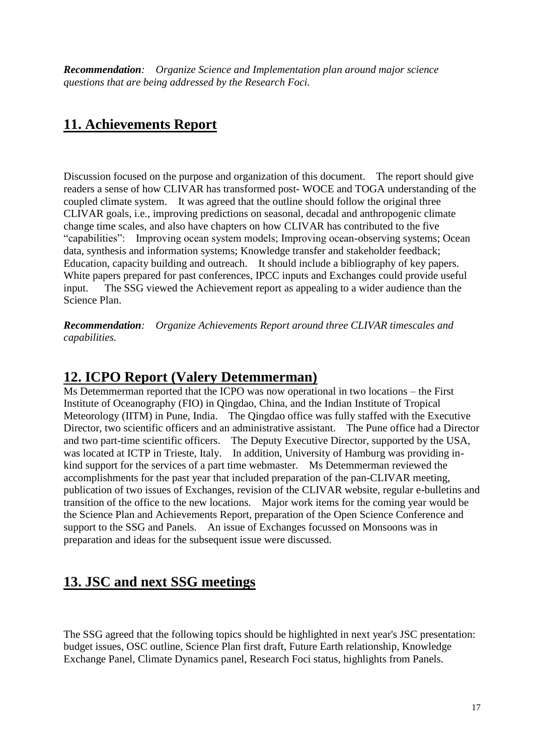***Recommendation**: Organize Science and Implementation plan around major science questions that are being addressed by the Research Foci.*

## 11. Achievements Report

Discussion focused on the purpose and organization of this document. The report should give readers a sense of how CLIVAR has transformed post- WOCE and TOGA understanding of the coupled climate system. It was agreed that the outline should follow the original three CLIVAR goals, i.e., improving predictions on seasonal, decadal and anthropogenic climate change time scales, and also have chapters on how CLIVAR has contributed to the five "capabilities": Improving ocean system models; Improving ocean-observing systems; Ocean data, synthesis and information systems; Knowledge transfer and stakeholder feedback; Education, capacity building and outreach. It should include a bibliography of key papers. White papers prepared for past conferences, IPCC inputs and Exchanges could provide useful input. The SSG viewed the Achievement report as appealing to a wider audience than the Science Plan.

***Recommendation**: Organize Achievements Report around three CLIVAR timescales and capabilities.*

## 12. ICPO Report (Valery Detemmerman)

Ms Detemmerman reported that the ICPO was now operational in two locations – the First Institute of Oceanography (FIO) in Qingdao, China, and the Indian Institute of Tropical Meteorology (IITM) in Pune, India. The Qingdao office was fully staffed with the Executive Director, two scientific officers and an administrative assistant. The Pune office had a Director and two part-time scientific officers. The Deputy Executive Director, supported by the USA, was located at ICTP in Trieste, Italy. In addition, University of Hamburg was providing in-kind support for the services of a part time webmaster. Ms Detemmerman reviewed the accomplishments for the past year that included preparation of the pan-CLIVAR meeting, publication of two issues of Exchanges, revision of the CLIVAR website, regular e-bulletins and transition of the office to the new locations. Major work items for the coming year would be the Science Plan and Achievements Report, preparation of the Open Science Conference and support to the SSG and Panels. An issue of Exchanges focussed on Monsoons was in preparation and ideas for the subsequent issue were discussed.

## 13. JSC and next SSG meetings

The SSG agreed that the following topics should be highlighted in next year's JSC presentation: budget issues, OSC outline, Science Plan first draft, Future Earth relationship, Knowledge Exchange Panel, Climate Dynamics panel, Research Foci status, highlights from Panels.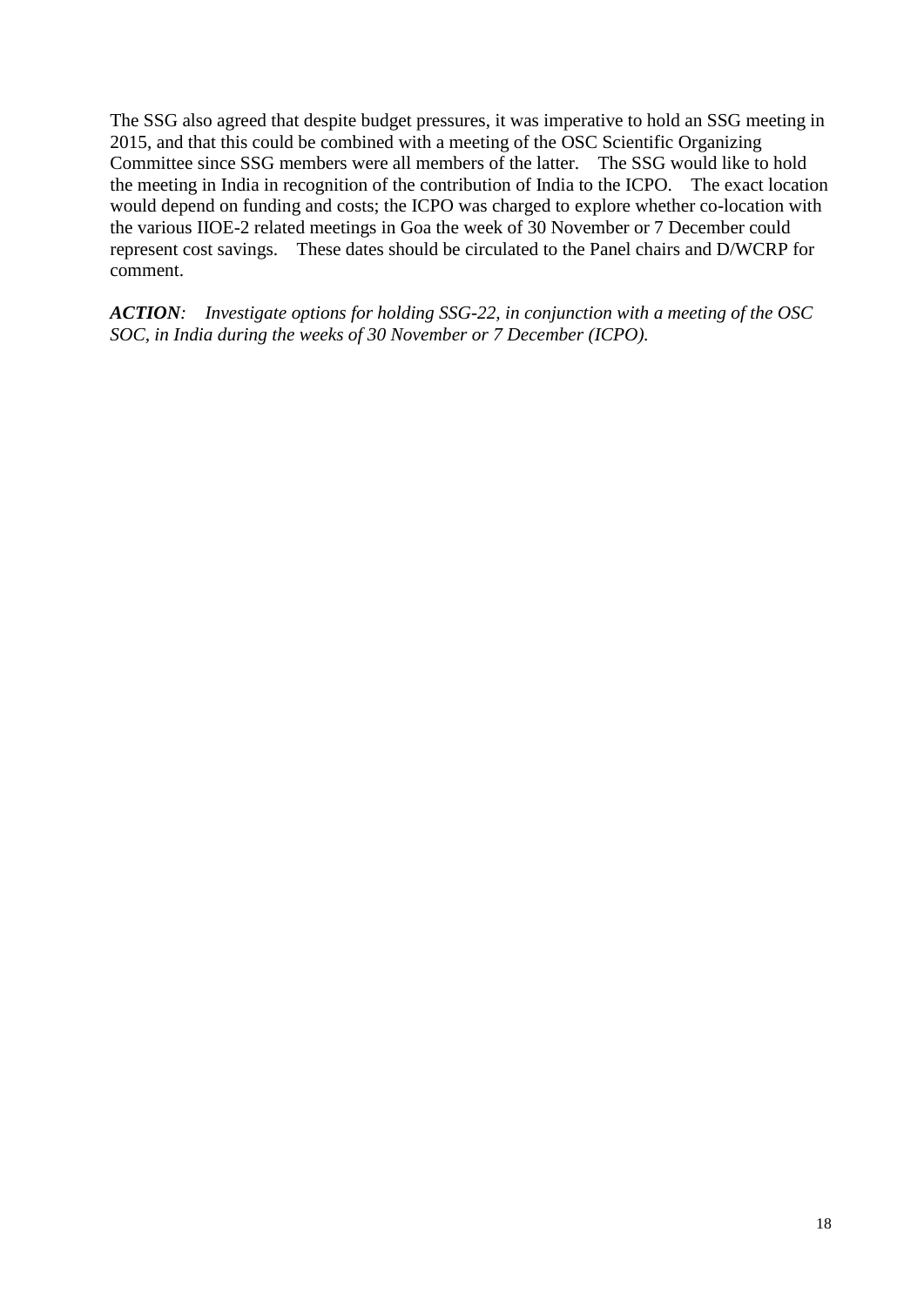The SSG also agreed that despite budget pressures, it was imperative to hold an SSG meeting in 2015, and that this could be combined with a meeting of the OSC Scientific Organizing Committee since SSG members were all members of the latter. The SSG would like to hold the meeting in India in recognition of the contribution of India to the ICPO. The exact location would depend on funding and costs; the ICPO was charged to explore whether co-location with the various IIOE-2 related meetings in Goa the week of 30 November or 7 December could represent cost savings. These dates should be circulated to the Panel chairs and D/WCRP for comment.

***ACTION****:* *Investigate options for holding SSG-22, in conjunction with a meeting of the OSC SOC, in India during the weeks of 30 November or 7 December (ICPO).*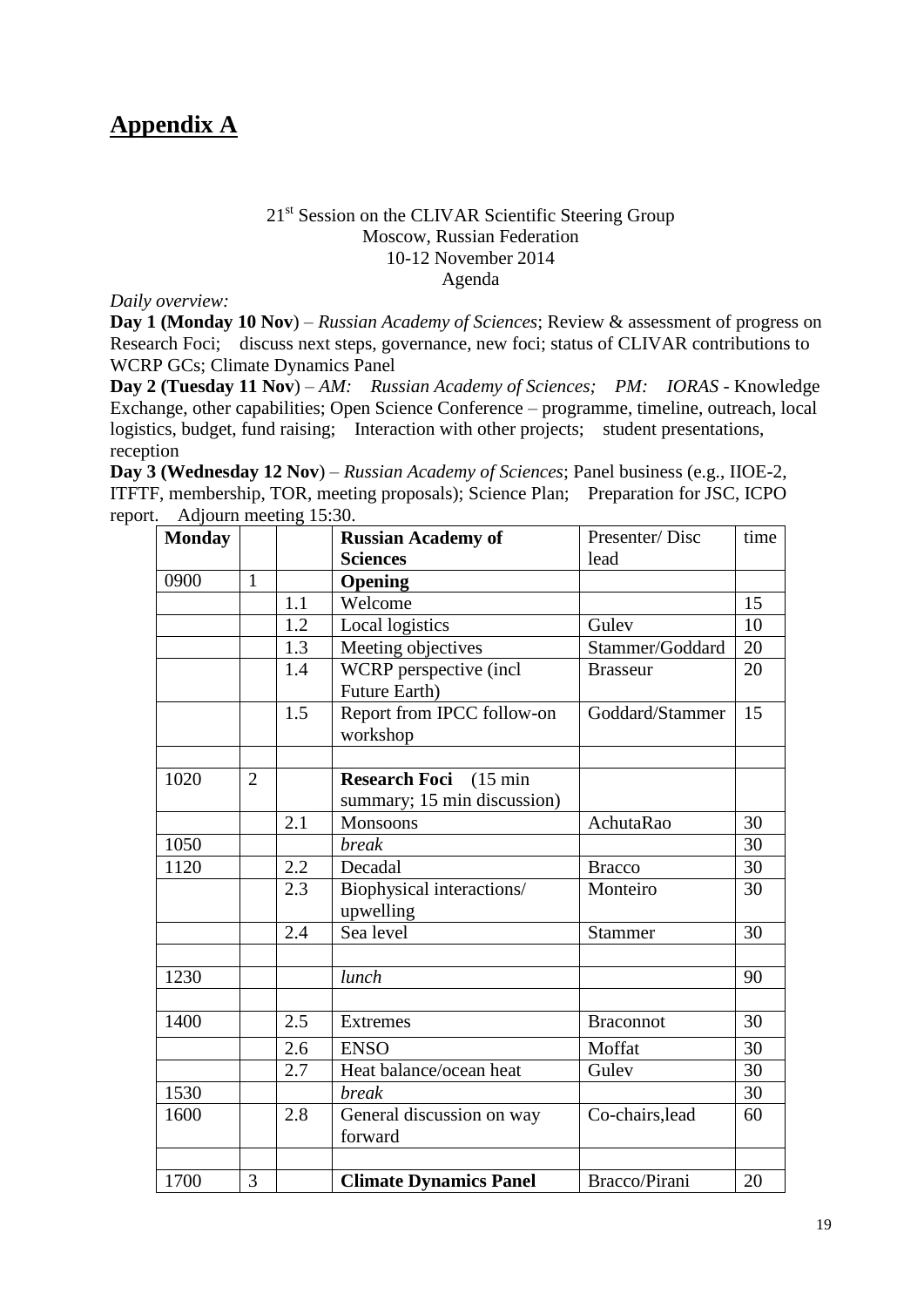# Appendix A

21st Session on the CLIVAR Scientific Steering Group
Moscow, Russian Federation
10-12 November 2014
Agenda

*Daily overview:*

**Day 1 (Monday 10 Nov**) – *Russian Academy of Sciences*; Review & assessment of progress on Research Foci; discuss next steps, governance, new foci; status of CLIVAR contributions to WCRP GCs; Climate Dynamics Panel

**Day 2 (Tuesday 11 Nov**) – *AM: Russian Academy of Sciences; PM: IORAS* - Knowledge Exchange, other capabilities; Open Science Conference – programme, timeline, outreach, local logistics, budget, fund raising; Interaction with other projects; student presentations, reception

**Day 3 (Wednesday 12 Nov**) – *Russian Academy of Sciences*; Panel business (e.g., IIOE-2, ITFTF, membership, TOR, meeting proposals); Science Plan; Preparation for JSC, ICPO report. Adjourn meeting 15:30.

| **Monday** | | | **Russian Academy of Sciences** | Presenter/ Disc lead | time |
|---|---|---|---|---|---|
| 0900 | 1 | | **Opening** | | |
| | | 1.1 | Welcome | | 15 |
| | | 1.2 | Local logistics | Gulev | 10 |
| | | 1.3 | Meeting objectives | Stammer/Goddard | 20 |
| | | 1.4 | WCRP perspective (incl Future Earth) | Brasseur | 20 |
| | | 1.5 | Report from IPCC follow-on workshop | Goddard/Stammer | 15 |
| | | | | | |
| 1020 | 2 | | **Research Foci** (15 min summary; 15 min discussion) | | |
| | | 2.1 | Monsoons | AchutaRao | 30 |
| 1050 | | | *break* | | 30 |
| 1120 | | 2.2 | Decadal | Bracco | 30 |
| | | 2.3 | Biophysical interactions/ upwelling | Monteiro | 30 |
| | | 2.4 | Sea level | Stammer | 30 |
| | | | | | |
| 1230 | | | *lunch* | | 90 |
| | | | | | |
| 1400 | | 2.5 | Extremes | Braconnot | 30 |
| | | 2.6 | ENSO | Moffat | 30 |
| | | 2.7 | Heat balance/ocean heat | Gulev | 30 |
| 1530 | | | *break* | | 30 |
| 1600 | | 2.8 | General discussion on way forward | Co-chairs,lead | 60 |
| | | | | | |
| 1700 | 3 | | **Climate Dynamics Panel** | Bracco/Pirani | 20 |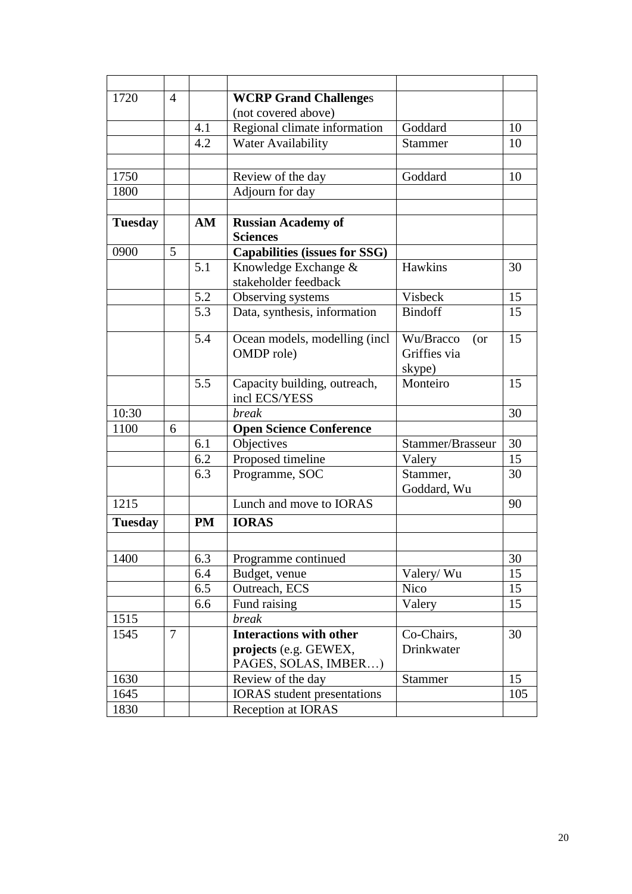| | | | | | |
|---|---|---|---|---|---|
| 1720 | 4 | | **WCRP Grand Challenges** (not covered above) | | |
| | | 4.1 | Regional climate information | Goddard | 10 |
| | | 4.2 | Water Availability | Stammer | 10 |
| | | | | | |
| 1750 | | | Review of the day | Goddard | 10 |
| 1800 | | | Adjourn for day | | |
| | | | | | |
| **Tuesday** | | **AM** | **Russian Academy of Sciences** | | |
| 0900 | 5 | | **Capabilities (issues for SSG)** | | |
| | | 5.1 | Knowledge Exchange & stakeholder feedback | Hawkins | 30 |
| | | 5.2 | Observing systems | Visbeck | 15 |
| | | 5.3 | Data, synthesis, information | Bindoff | 15 |
| | | 5.4 | Ocean models, modelling (incl OMDP role) | Wu/Bracco (or Griffies via skype) | 15 |
| | | 5.5 | Capacity building, outreach, incl ECS/YESS | Monteiro | 15 |
| 10:30 | | | *break* | | 30 |
| 1100 | 6 | | **Open Science Conference** | | |
| | | 6.1 | Objectives | Stammer/Brasseur | 30 |
| | | 6.2 | Proposed timeline | Valery | 15 |
| | | 6.3 | Programme, SOC | Stammer, Goddard, Wu | 30 |
| 1215 | | | Lunch and move to IORAS | | 90 |
| **Tuesday** | | **PM** | **IORAS** | | |
| | | | | | |
| 1400 | | 6.3 | Programme continued | | 30 |
| | | 6.4 | Budget, venue | Valery/ Wu | 15 |
| | | 6.5 | Outreach, ECS | Nico | 15 |
| | | 6.6 | Fund raising | Valery | 15 |
| 1515 | | | *break* | | |
| 1545 | 7 | | **Interactions with other projects** (e.g. GEWEX, PAGES, SOLAS, IMBER…) | Co-Chairs, Drinkwater | 30 |
| 1630 | | | Review of the day | Stammer | 15 |
| 1645 | | | IORAS student presentations | | 105 |
| 1830 | | | Reception at IORAS | | |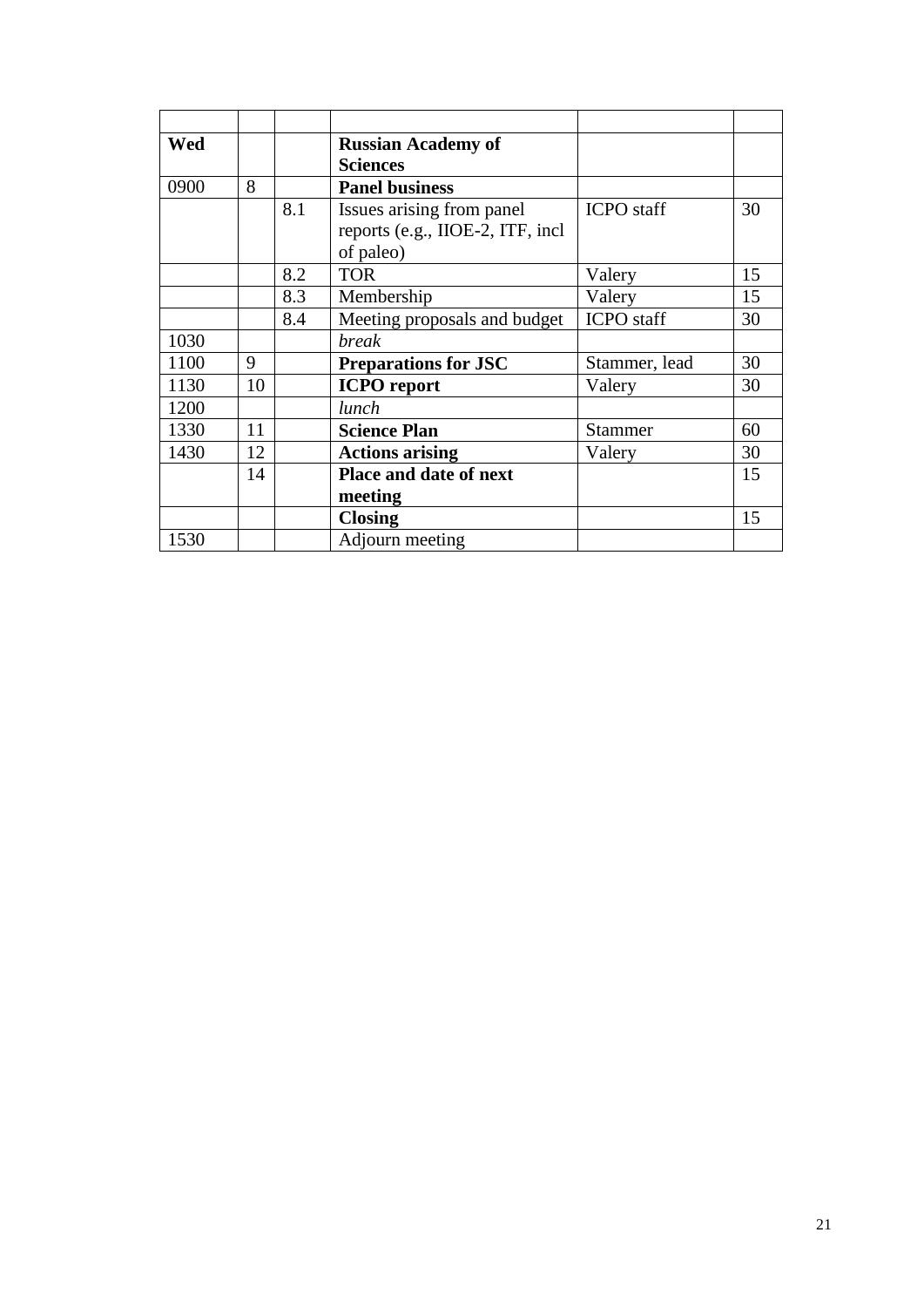| | | | | | |
|---|---|---|---|---|---|
| **Wed** | | | **Russian Academy of Sciences** | | |
| 0900 | 8 | | **Panel business** | | |
| | | 8.1 | Issues arising from panel reports (e.g., IIOE-2, ITF, incl of paleo) | ICPO staff | 30 |
| | | 8.2 | TOR | Valery | 15 |
| | | 8.3 | Membership | Valery | 15 |
| | | 8.4 | Meeting proposals and budget | ICPO staff | 30 |
| 1030 | | | *break* | | |
| 1100 | 9 | | **Preparations for JSC** | Stammer, lead | 30 |
| 1130 | 10 | | **ICPO report** | Valery | 30 |
| 1200 | | | *lunch* | | |
| 1330 | 11 | | **Science Plan** | Stammer | 60 |
| 1430 | 12 | | **Actions arising** | Valery | 30 |
| | 14 | | **Place and date of next meeting** | | 15 |
| | | | **Closing** | | 15 |
| 1530 | | | Adjourn meeting | | |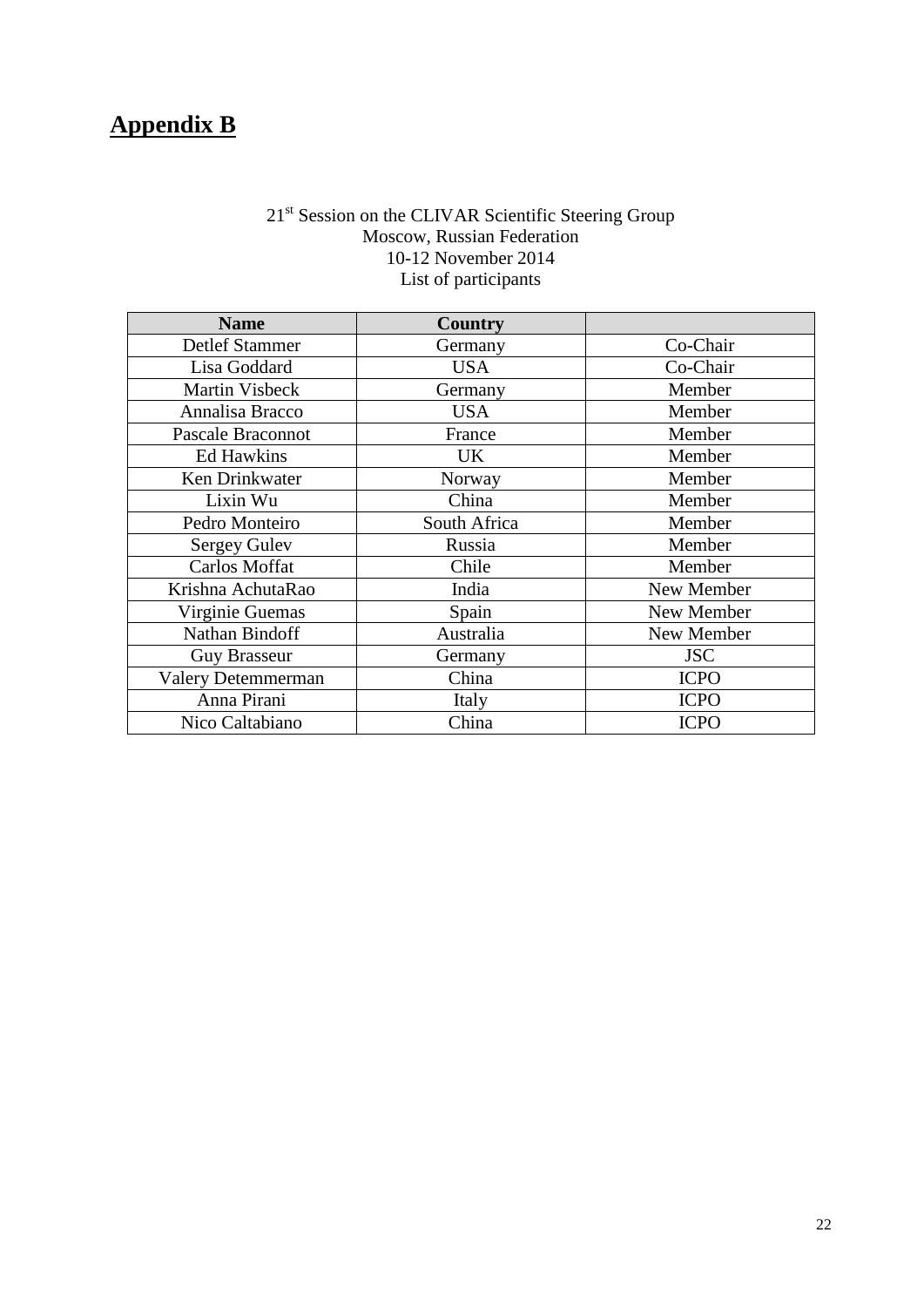# Appendix B

21st Session on the CLIVAR Scientific Steering Group
Moscow, Russian Federation
10-12 November 2014
List of participants

| Name | Country | |
|---|---|---|
| Detlef Stammer | Germany | Co-Chair |
| Lisa Goddard | USA | Co-Chair |
| Martin Visbeck | Germany | Member |
| Annalisa Bracco | USA | Member |
| Pascale Braconnot | France | Member |
| Ed Hawkins | UK | Member |
| Ken Drinkwater | Norway | Member |
| Lixin Wu | China | Member |
| Pedro Monteiro | South Africa | Member |
| Sergey Gulev | Russia | Member |
| Carlos Moffat | Chile | Member |
| Krishna AchutaRao | India | New Member |
| Virginie Guemas | Spain | New Member |
| Nathan Bindoff | Australia | New Member |
| Guy Brasseur | Germany | JSC |
| Valery Detemmerman | China | ICPO |
| Anna Pirani | Italy | ICPO |
| Nico Caltabiano | China | ICPO |